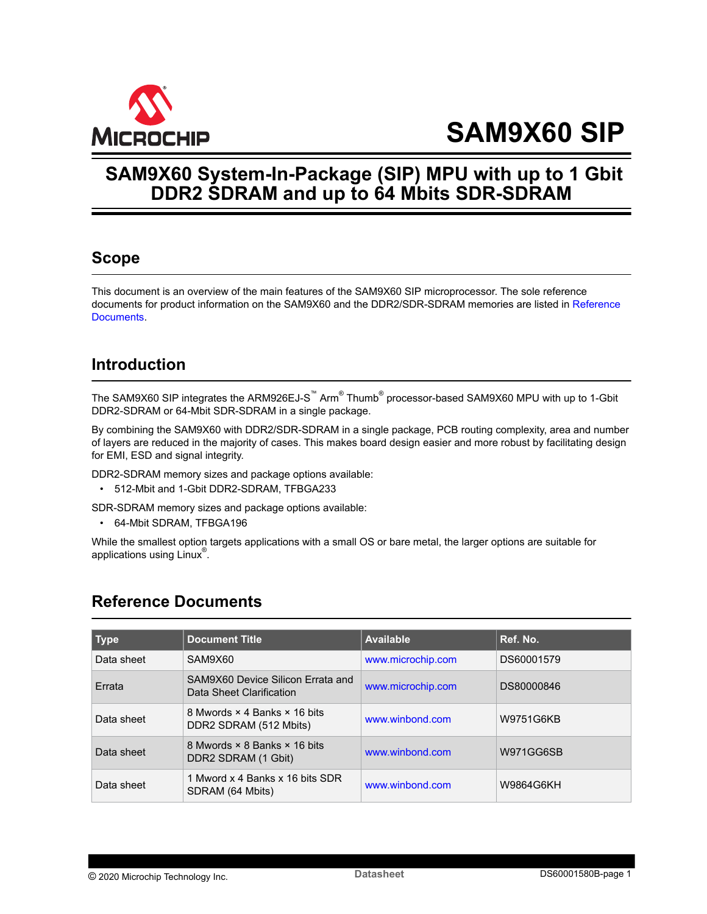# SAM9X60 SIP

## SAM9X60 System-In-Package (SIP) MPU with up to 1 Gbit DDR2 SDRAM and up to 64 Mbits SDR-SDRAM

## Scope

This document is an overview of the main features of the SAM9X60 SIP microprocessor. The sole reference documents for product information on the SAM9X60 and the DDR2/SDR-SDRAM memories are listed in Reference Documents.

## Introduction

The SAM9X60 SIP integrates the ARM926EJ-S™ Arm® Thumb® processor-based SAM9X60 MPU with up to 1-Gbit DDR2-SDRAM or 64-Mbit SDR-SDRAM in a single package.

By combining the SAM9X60 with DDR2/SDR-SDRAM in a single package, PCB routing complexity, area and number of layers are reduced in the majority of cases. This makes board design easier and more robust by facilitating design for EMI, ESD and signal integrity.

DDR2-SDRAM memory sizes and package options available:

- 512-Mbit and 1-Gbit DDR2-SDRAM, TFBGA233

SDR-SDRAM memory sizes and package options available:

- 64-Mbit SDRAM, TFBGA196

While the smallest option targets applications with a small OS or bare metal, the larger options are suitable for applications using Linux®.

## Reference Documents

| Type | Document Title | Available | Ref. No. |
|---|---|---|---|
| Data sheet | SAM9X60 | www.microchip.com | DS60001579 |
| Errata | SAM9X60 Device Silicon Errata and Data Sheet Clarification | www.microchip.com | DS80000846 |
| Data sheet | 8 Mwords × 4 Banks × 16 bits DDR2 SDRAM (512 Mbits) | www.winbond.com | W9751G6KB |
| Data sheet | 8 Mwords × 8 Banks × 16 bits DDR2 SDRAM (1 Gbit) | www.winbond.com | W971GG6SB |
| Data sheet | 1 Mword x 4 Banks x 16 bits SDR SDRAM (64 Mbits) | www.winbond.com | W9864G6KH |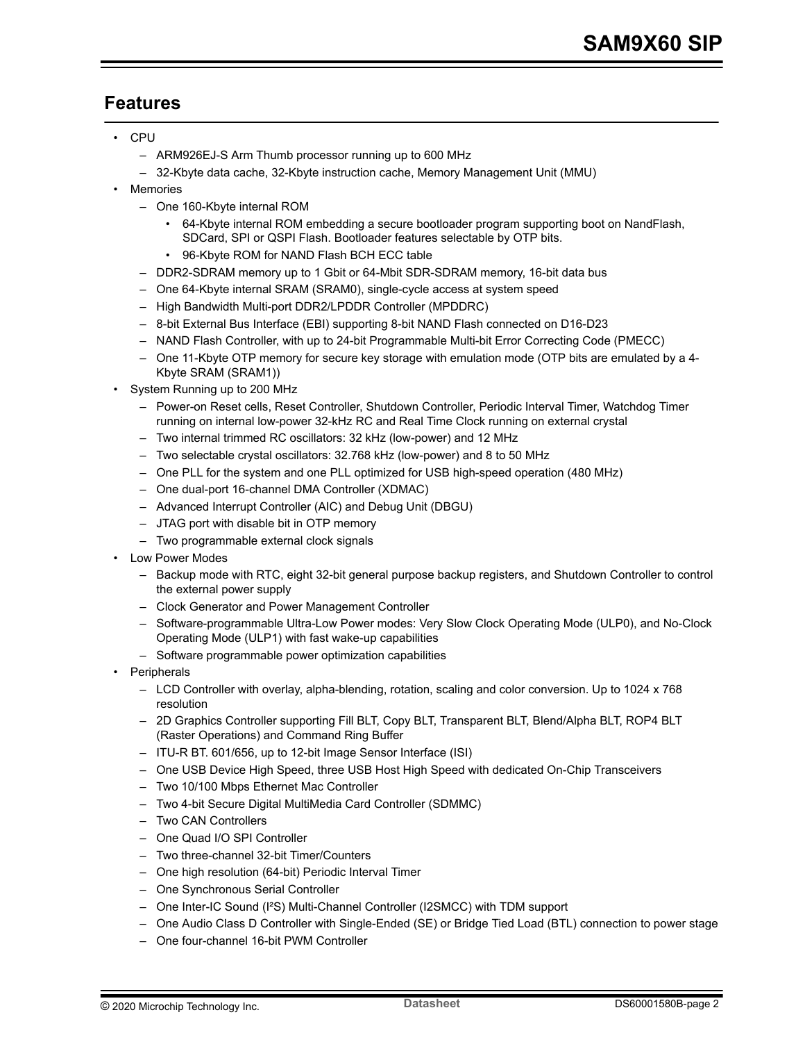## Features

- CPU
  - ARM926EJ-S Arm Thumb processor running up to 600 MHz
  - 32-Kbyte data cache, 32-Kbyte instruction cache, Memory Management Unit (MMU)
- Memories
  - One 160-Kbyte internal ROM
    - 64-Kbyte internal ROM embedding a secure bootloader program supporting boot on NandFlash, SDCard, SPI or QSPI Flash. Bootloader features selectable by OTP bits.
    - 96-Kbyte ROM for NAND Flash BCH ECC table
  - DDR2-SDRAM memory up to 1 Gbit or 64-Mbit SDR-SDRAM memory, 16-bit data bus
  - One 64-Kbyte internal SRAM (SRAM0), single-cycle access at system speed
  - High Bandwidth Multi-port DDR2/LPDDR Controller (MPDDRC)
  - 8-bit External Bus Interface (EBI) supporting 8-bit NAND Flash connected on D16-D23
  - NAND Flash Controller, with up to 24-bit Programmable Multi-bit Error Correcting Code (PMECC)
  - One 11-Kbyte OTP memory for secure key storage with emulation mode (OTP bits are emulated by a 4-Kbyte SRAM (SRAM1))
- System Running up to 200 MHz
  - Power-on Reset cells, Reset Controller, Shutdown Controller, Periodic Interval Timer, Watchdog Timer running on internal low-power 32-kHz RC and Real Time Clock running on external crystal
  - Two internal trimmed RC oscillators: 32 kHz (low-power) and 12 MHz
  - Two selectable crystal oscillators: 32.768 kHz (low-power) and 8 to 50 MHz
  - One PLL for the system and one PLL optimized for USB high-speed operation (480 MHz)
  - One dual-port 16-channel DMA Controller (XDMAC)
  - Advanced Interrupt Controller (AIC) and Debug Unit (DBGU)
  - JTAG port with disable bit in OTP memory
  - Two programmable external clock signals
- Low Power Modes
  - Backup mode with RTC, eight 32-bit general purpose backup registers, and Shutdown Controller to control the external power supply
  - Clock Generator and Power Management Controller
  - Software-programmable Ultra-Low Power modes: Very Slow Clock Operating Mode (ULP0), and No-Clock Operating Mode (ULP1) with fast wake-up capabilities
  - Software programmable power optimization capabilities
- Peripherals
  - LCD Controller with overlay, alpha-blending, rotation, scaling and color conversion. Up to 1024 x 768 resolution
  - 2D Graphics Controller supporting Fill BLT, Copy BLT, Transparent BLT, Blend/Alpha BLT, ROP4 BLT (Raster Operations) and Command Ring Buffer
  - ITU-R BT. 601/656, up to 12-bit Image Sensor Interface (ISI)
  - One USB Device High Speed, three USB Host High Speed with dedicated On-Chip Transceivers
  - Two 10/100 Mbps Ethernet Mac Controller
  - Two 4-bit Secure Digital MultiMedia Card Controller (SDMMC)
  - Two CAN Controllers
  - One Quad I/O SPI Controller
  - Two three-channel 32-bit Timer/Counters
  - One high resolution (64-bit) Periodic Interval Timer
  - One Synchronous Serial Controller
  - One Inter-IC Sound (I²S) Multi-Channel Controller (I2SMCC) with TDM support
  - One Audio Class D Controller with Single-Ended (SE) or Bridge Tied Load (BTL) connection to power stage
  - One four-channel 16-bit PWM Controller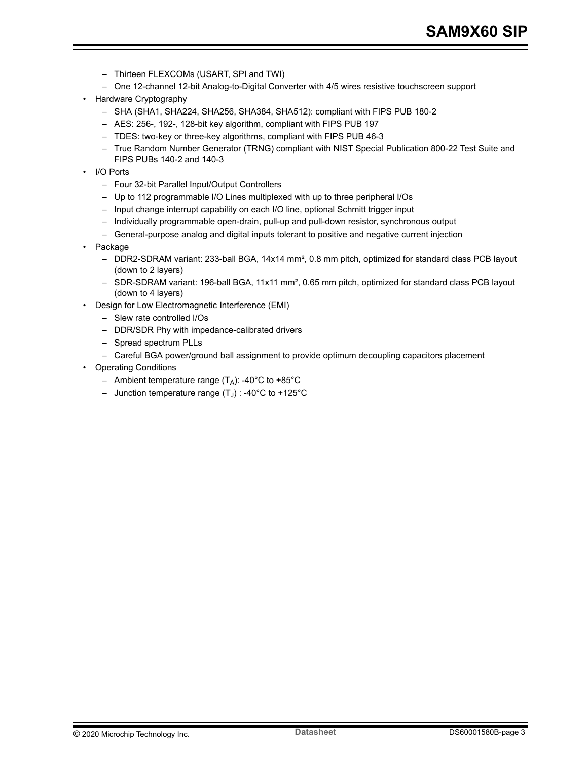- Thirteen FLEXCOMs (USART, SPI and TWI)
  - One 12-channel 12-bit Analog-to-Digital Converter with 4/5 wires resistive touchscreen support
- Hardware Cryptography
  - SHA (SHA1, SHA224, SHA256, SHA384, SHA512): compliant with FIPS PUB 180-2
  - AES: 256-, 192-, 128-bit key algorithm, compliant with FIPS PUB 197
  - TDES: two-key or three-key algorithms, compliant with FIPS PUB 46-3
  - True Random Number Generator (TRNG) compliant with NIST Special Publication 800-22 Test Suite and FIPS PUBs 140-2 and 140-3
- I/O Ports
  - Four 32-bit Parallel Input/Output Controllers
  - Up to 112 programmable I/O Lines multiplexed with up to three peripheral I/Os
  - Input change interrupt capability on each I/O line, optional Schmitt trigger input
  - Individually programmable open-drain, pull-up and pull-down resistor, synchronous output
  - General-purpose analog and digital inputs tolerant to positive and negative current injection
- Package
  - DDR2-SDRAM variant: 233-ball BGA, 14x14 mm², 0.8 mm pitch, optimized for standard class PCB layout (down to 2 layers)
  - SDR-SDRAM variant: 196-ball BGA, 11x11 mm², 0.65 mm pitch, optimized for standard class PCB layout (down to 4 layers)
- Design for Low Electromagnetic Interference (EMI)
  - Slew rate controlled I/Os
  - DDR/SDR Phy with impedance-calibrated drivers
  - Spread spectrum PLLs
  - Careful BGA power/ground ball assignment to provide optimum decoupling capacitors placement
- Operating Conditions
  - Ambient temperature range ($T_A$): -40°C to +85°C
  - Junction temperature range ($T_J$) : -40°C to +125°C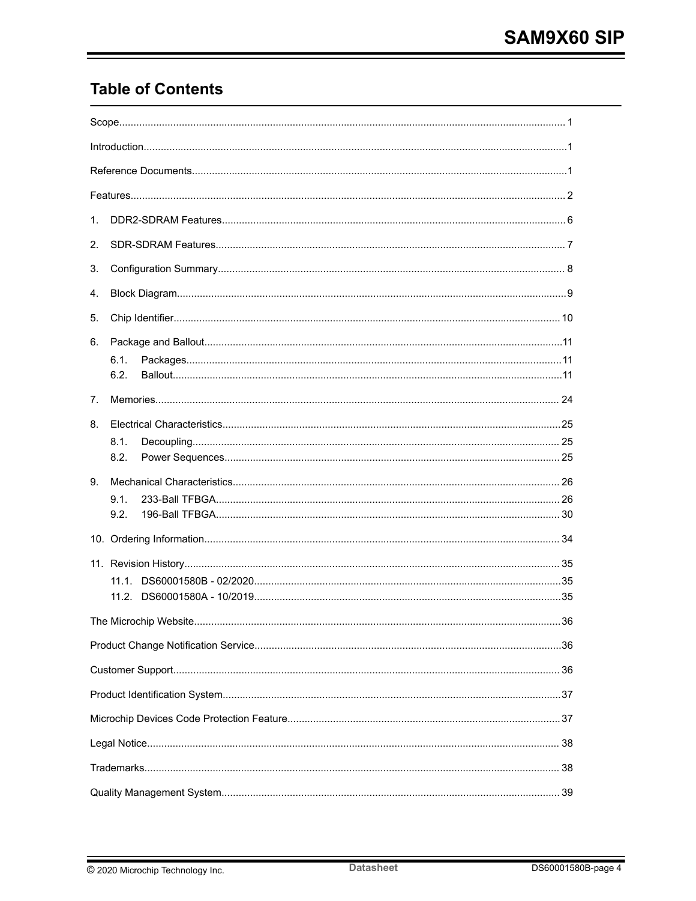## Table of Contents

Scope........................................................................................................................................................ 1

Introduction.................................................................................................................................................1

Reference Documents.................................................................................................................................1

Features..................................................................................................................................................... 2

1. DDR2-SDRAM Features....................................................................................................................... 6

2. SDR-SDRAM Features......................................................................................................................... 7

3. Configuration Summary........................................................................................................................ 8

4. Block Diagram.......................................................................................................................................9

5. Chip Identifier...................................................................................................................................... 10

6. Package and Ballout............................................................................................................................11
   - 6.1. Packages.................................................................................................................................11
   - 6.2. Ballout.......................................................................................................................................11

7. Memories............................................................................................................................................ 24

8. Electrical Characteristics.....................................................................................................................25
   - 8.1. Decoupling............................................................................................................................... 25
   - 8.2. Power Sequences.................................................................................................................... 25

9. Mechanical Characteristics................................................................................................................. 26
   - 9.1. 233-Ball TFBGA....................................................................................................................... 26
   - 9.2. 196-Ball TFBGA....................................................................................................................... 30

10. Ordering Information........................................................................................................................... 34

11. Revision History.................................................................................................................................. 35
    - 11.1. DS60001580B - 02/2020.........................................................................................................35
    - 11.2. DS60001580A - 10/2019.........................................................................................................35

The Microchip Website..............................................................................................................................36

Product Change Notification Service.........................................................................................................36

Customer Support...................................................................................................................................... 36

Product Identification System....................................................................................................................37

Microchip Devices Code Protection Feature.............................................................................................. 37

Legal Notice............................................................................................................................................... 38

Trademarks................................................................................................................................................ 38

Quality Management System..................................................................................................................... 39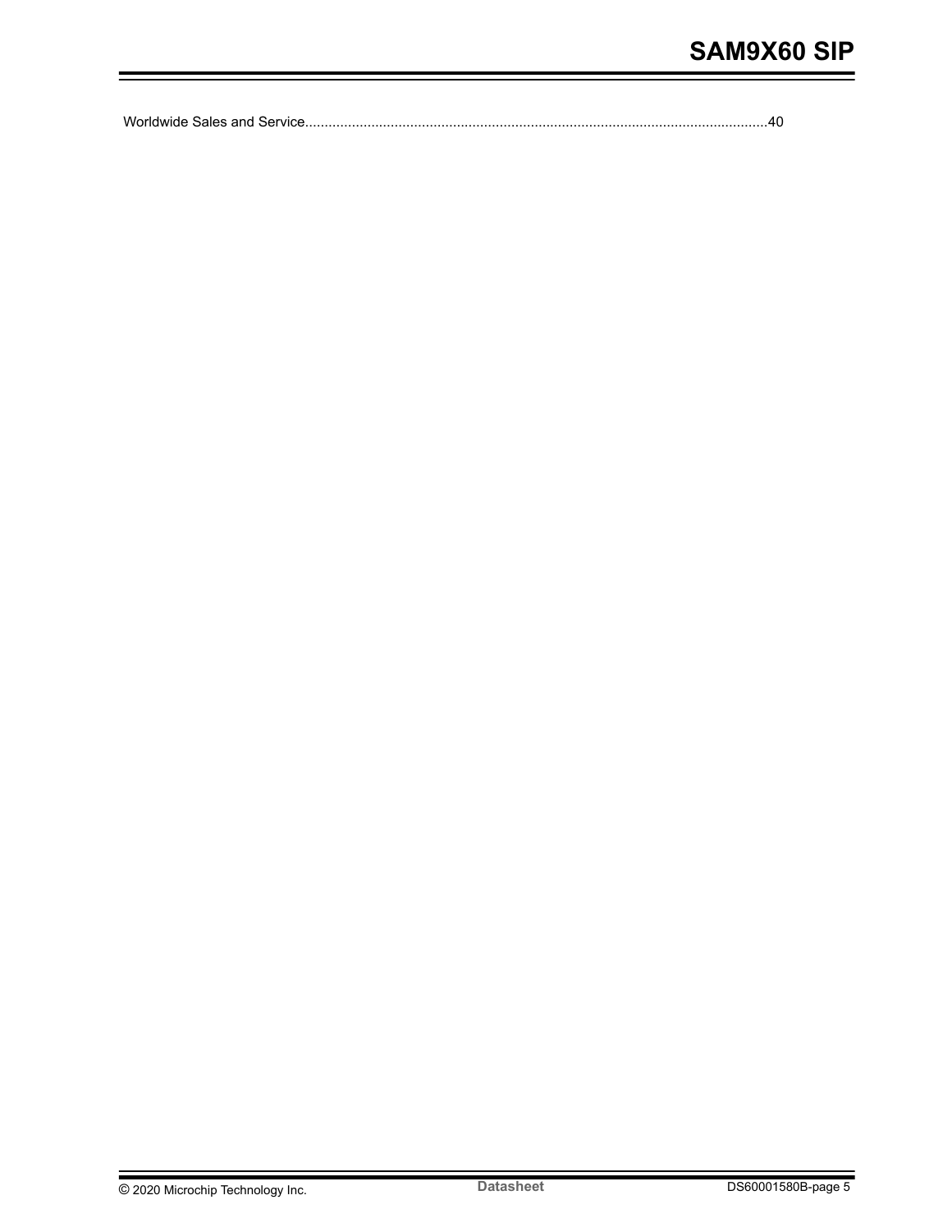Worldwide Sales and Service........................................................................................................................40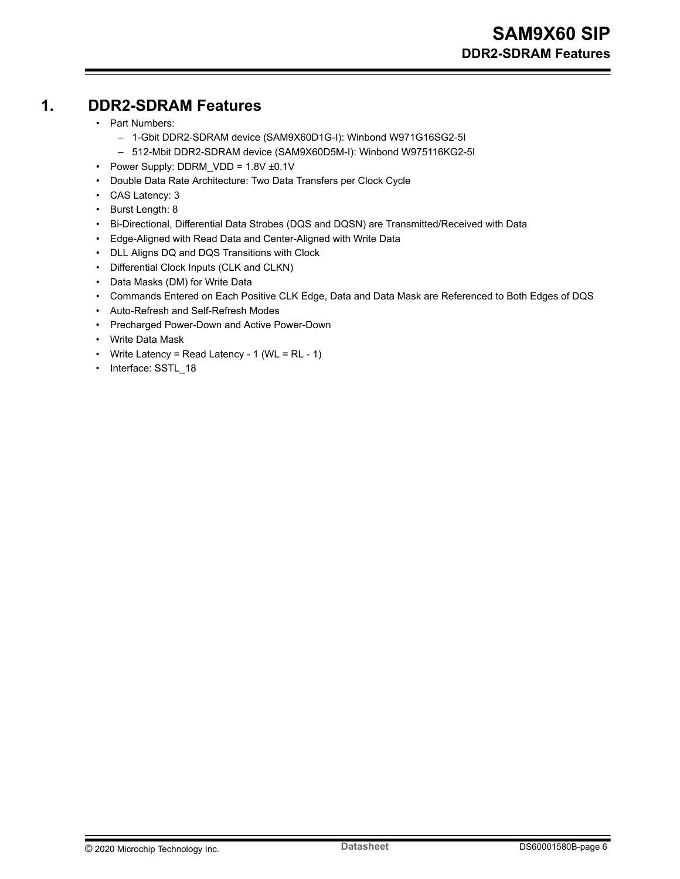# 1. DDR2-SDRAM Features

- Part Numbers:
  - 1-Gbit DDR2-SDRAM device (SAM9X60D1G-I): Winbond W971G16SG2-5I
  - 512-Mbit DDR2-SDRAM device (SAM9X60D5M-I): Winbond W975116KG2-5I
- Power Supply: DDRM_VDD = 1.8V ±0.1V
- Double Data Rate Architecture: Two Data Transfers per Clock Cycle
- CAS Latency: 3
- Burst Length: 8
- Bi-Directional, Differential Data Strobes (DQS and DQSN) are Transmitted/Received with Data
- Edge-Aligned with Read Data and Center-Aligned with Write Data
- DLL Aligns DQ and DQS Transitions with Clock
- Differential Clock Inputs (CLK and CLKN)
- Data Masks (DM) for Write Data
- Commands Entered on Each Positive CLK Edge, Data and Data Mask are Referenced to Both Edges of DQS
- Auto-Refresh and Self-Refresh Modes
- Precharged Power-Down and Active Power-Down
- Write Data Mask
- Write Latency = Read Latency - 1 (WL = RL - 1)
- Interface: SSTL_18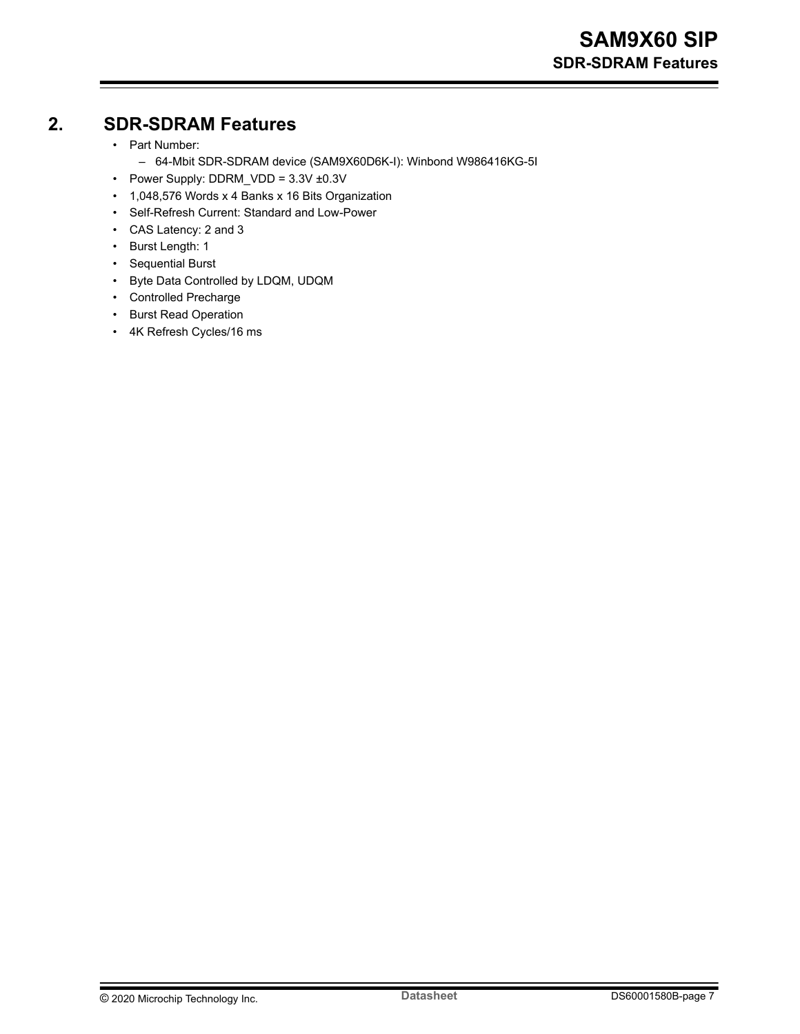## 2. SDR-SDRAM Features

- Part Number:
  - 64-Mbit SDR-SDRAM device (SAM9X60D6K-I): Winbond W986416KG-5I
- Power Supply: DDRM_VDD = 3.3V ±0.3V
- 1,048,576 Words x 4 Banks x 16 Bits Organization
- Self-Refresh Current: Standard and Low-Power
- CAS Latency: 2 and 3
- Burst Length: 1
- Sequential Burst
- Byte Data Controlled by LDQM, UDQM
- Controlled Precharge
- Burst Read Operation
- 4K Refresh Cycles/16 ms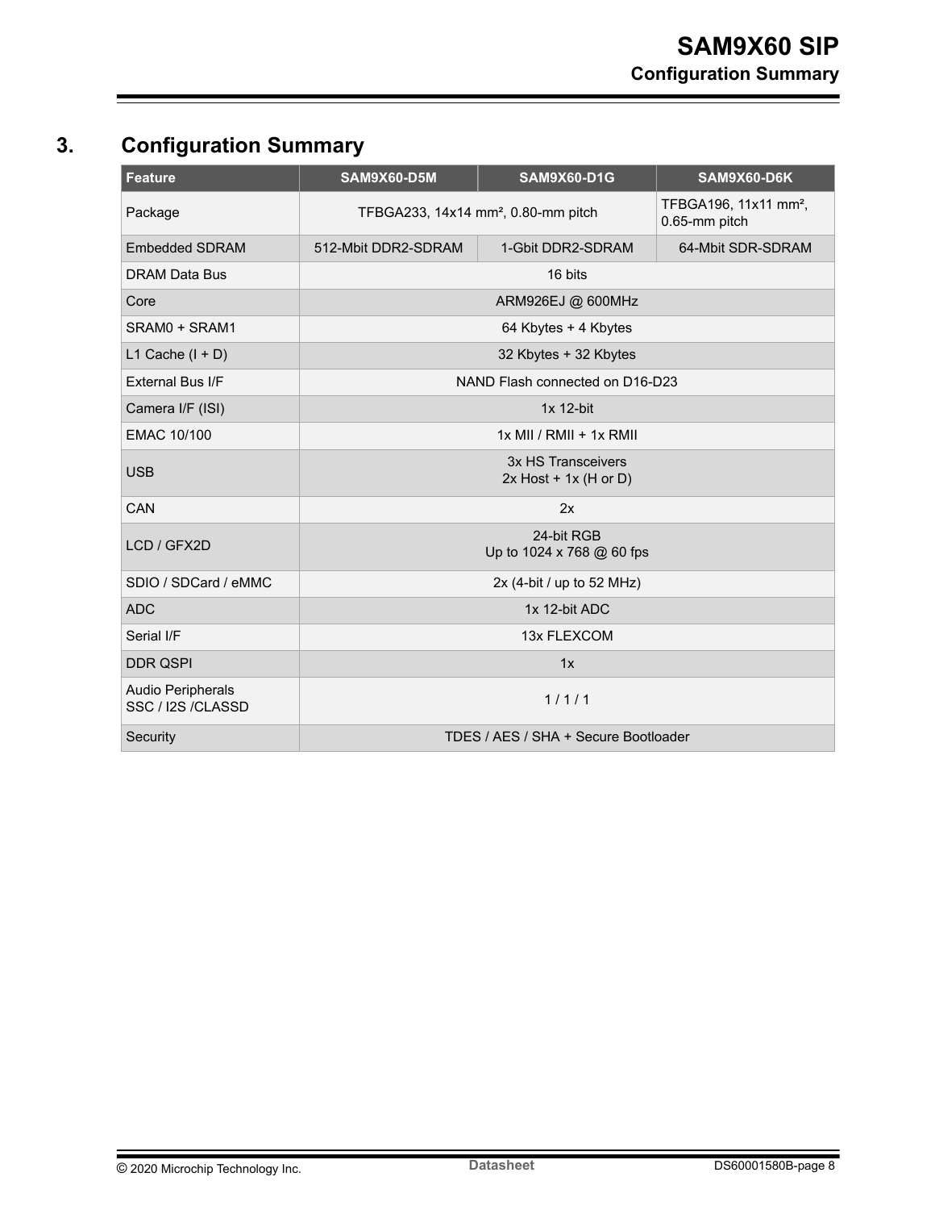## 3. Configuration Summary

| Feature | SAM9X60-D5M | SAM9X60-D1G | SAM9X60-D6K |
|---|---|---|---|
| Package | TFBGA233, 14x14 mm², 0.80-mm pitch | | TFBGA196, 11x11 mm², 0.65-mm pitch |
| Embedded SDRAM | 512-Mbit DDR2-SDRAM | 1-Gbit DDR2-SDRAM | 64-Mbit SDR-SDRAM |
| DRAM Data Bus | 16 bits | | |
| Core | ARM926EJ @ 600MHz | | |
| SRAM0 + SRAM1 | 64 Kbytes + 4 Kbytes | | |
| L1 Cache (I + D) | 32 Kbytes + 32 Kbytes | | |
| External Bus I/F | NAND Flash connected on D16-D23 | | |
| Camera I/F (ISI) | 1x 12-bit | | |
| EMAC 10/100 | 1x MII / RMII + 1x RMII | | |
| USB | 3x HS Transceivers<br>2x Host + 1x (H or D) | | |
| CAN | 2x | | |
| LCD / GFX2D | 24-bit RGB<br>Up to 1024 x 768 @ 60 fps | | |
| SDIO / SDCard / eMMC | 2x (4-bit / up to 52 MHz) | | |
| ADC | 1x 12-bit ADC | | |
| Serial I/F | 13x FLEXCOM | | |
| DDR QSPI | 1x | | |
| Audio Peripherals<br>SSC / I2S /CLASSD | 1 / 1 / 1 | | |
| Security | TDES / AES / SHA + Secure Bootloader | | |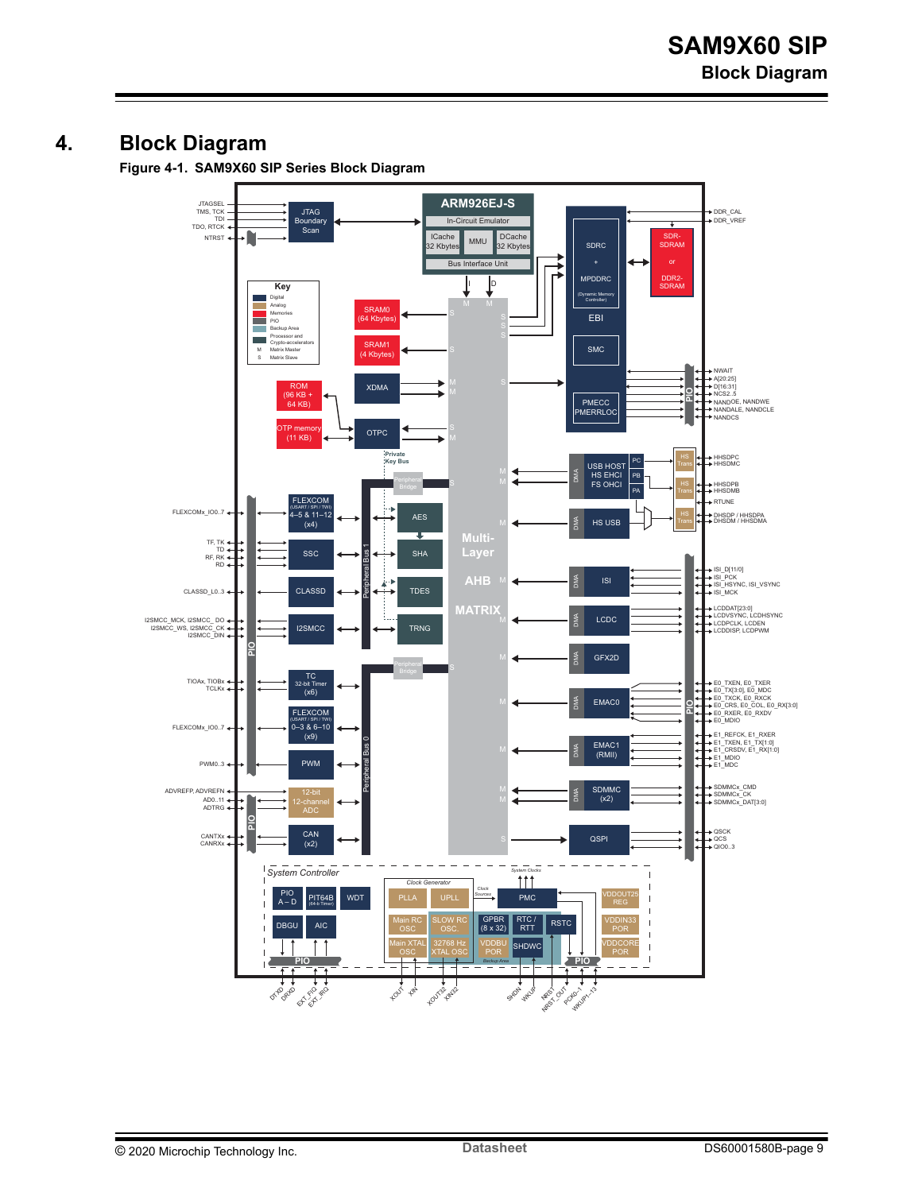# 4. Block Diagram

**Figure 4-1. SAM9X60 SIP Series Block Diagram**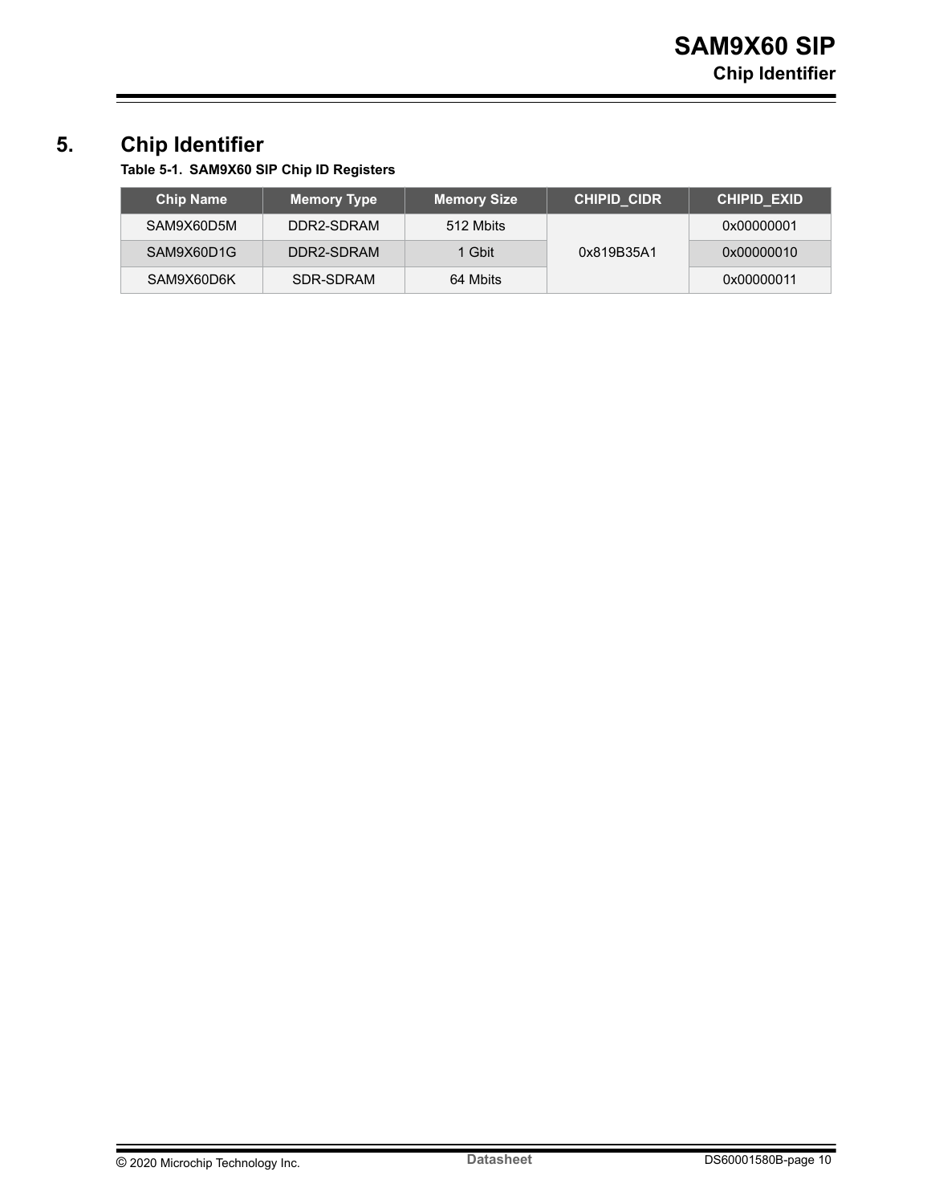# 5. Chip Identifier

**Table 5-1. SAM9X60 SIP Chip ID Registers**

| Chip Name | Memory Type | Memory Size | CHIPID_CIDR | CHIPID_EXID |
|---|---|---|---|---|
| SAM9X60D5M | DDR2-SDRAM | 512 Mbits | 0x819B35A1 | 0x00000001 |
| SAM9X60D1G | DDR2-SDRAM | 1 Gbit | | 0x00000010 |
| SAM9X60D6K | SDR-SDRAM | 64 Mbits | | 0x00000011 |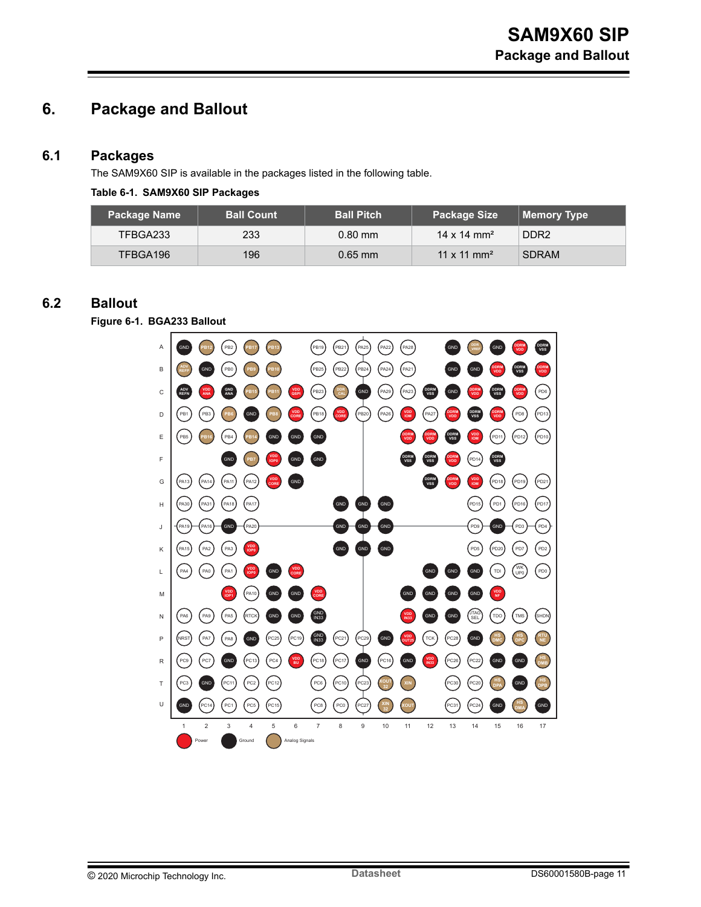# 6. Package and Ballout

## 6.1 Packages

The SAM9X60 SIP is available in the packages listed in the following table.

**Table 6-1. SAM9X60 SIP Packages**

| Package Name | Ball Count | Ball Pitch | Package Size | Memory Type |
|---|---|---|---|---|
| TFBGA233 | 233 | 0.80 mm | 14 x 14 mm² | DDR2 |
| TFBGA196 | 196 | 0.65 mm | 11 x 11 mm² | SDRAM |

## 6.2 Ballout

**Figure 6-1. BGA233 Ballout**

| | 1 | 2 | 3 | 4 | 5 | 6 | 7 | 8 | 9 | 10 | 11 | 12 | 13 | 14 | 15 | 16 | 17 |
|---|---|---|---|---|---|---|---|---|---|---|---|---|---|---|---|---|---|
| A | GND | PB12 | PB2 | PB17 | PB13 | | PB19 | PB21 | PA25 | PA22 | PA28 | | GND | DDR VREF | GND | DDRM VDD | DDRM VSS |
| B | ADV REFP | GND | PB0 | PB9 | PB10 | | PB25 | PB22 | PB24 | PA24 | PA21 | | GND | GND | DDRM VDD | DDRM VSS | DDRM VDD |
| C | ADV REFN | VDD ANA | GND ANA | PB15 | PB11 | VDD QSPI | PB23 | DDR CAL | GND | PA29 | PA23 | DDRM VSS | GND | DDRM VDD | DDRM VSS | DDRM VDD | PD6 |
| D | PB1 | PB3 | PB6 | GND | PB8 | VDD CORE | PB18 | VDD CORE | PB20 | PA26 | VDD IOM | PA27 | DDRM VDD | DDRM VSS | DDRM VDD | PD8 | PD13 |
| E | PB5 | PB16 | PB4 | PB14 | GND | GND | GND | | | | DDRM VDD | DDRM VDD | DDRM VSS | VDD IOM | PD11 | PD12 | PD10 |
| F | | | GND | PB7 | VDD IOP0 | GND | GND | | | | DDRM VSS | DDRM VSS | DDRM VDD | PD14 | DDRM VSS | | |
| G | PA13 | PA14 | PA11 | PA12 | VDD CORE | GND | | | | | | DDRM VSS | DDRM VDD | VDD IOM | PD18 | PD19 | PD21 |
| H | PA30 | PA31 | PA18 | PA17 | | | | GND | GND | GND | | | | PD15 | PD1 | PD16 | PD17 |
| J | PA19 | PA16 | GND | PA20 | | | | GND | GND | GND | | | | PD9 | GND | PD3 | PD4 |
| K | PA15 | PA2 | PA3 | VDD IOP0 | | | | GND | GND | GND | | | | PD5 | PD20 | PD7 | PD2 |
| L | PA4 | PA0 | PA1 | VDD IOP0 | GND | VDD CORE | | | | | | GND | GND | GND | TDI | WKUP0 | PD0 |
| M | | | VDD IOP1 | PA10 | GND | GND | VDD CORE | | | | GND | GND | GND | GND | VDD NF | | |
| N | PA6 | PA9 | PA5 | RTCK | GND | GND | GND IN33 | | | | VDD IN33 | GND | GND | JTAG SEL | TDO | TMS | SHDN |
| P | NRST | PA7 | PA8 | GND | PC25 | PC19 | GND IN33 | PC21 | PC29 | GND | VDD OUT25 | TCK | PC28 | GND | HS DMC | HS DPC | RTU NE |
| R | PC9 | PC7 | GND | PC13 | PC4 | VDD BU | PC18 | PC17 | GND | PC16 | GND | VDD IN33 | PC26 | PC22 | GND | GND | HS DMB |
| T | PC3 | GND | PC11 | PC2 | PC12 | | PC6 | PC10 | PC23 | XOUT 32 | XIN | | PC30 | PC20 | HS DPA | GND | HS DPB |
| U | GND | PC14 | PC1 | PC5 | PC15 | | PC8 | PC0 | PC27 | XIN 32 | XOUT | | PC31 | PC24 | GND | HS DMA | GND |

Legend: Power, Ground, Analog Signals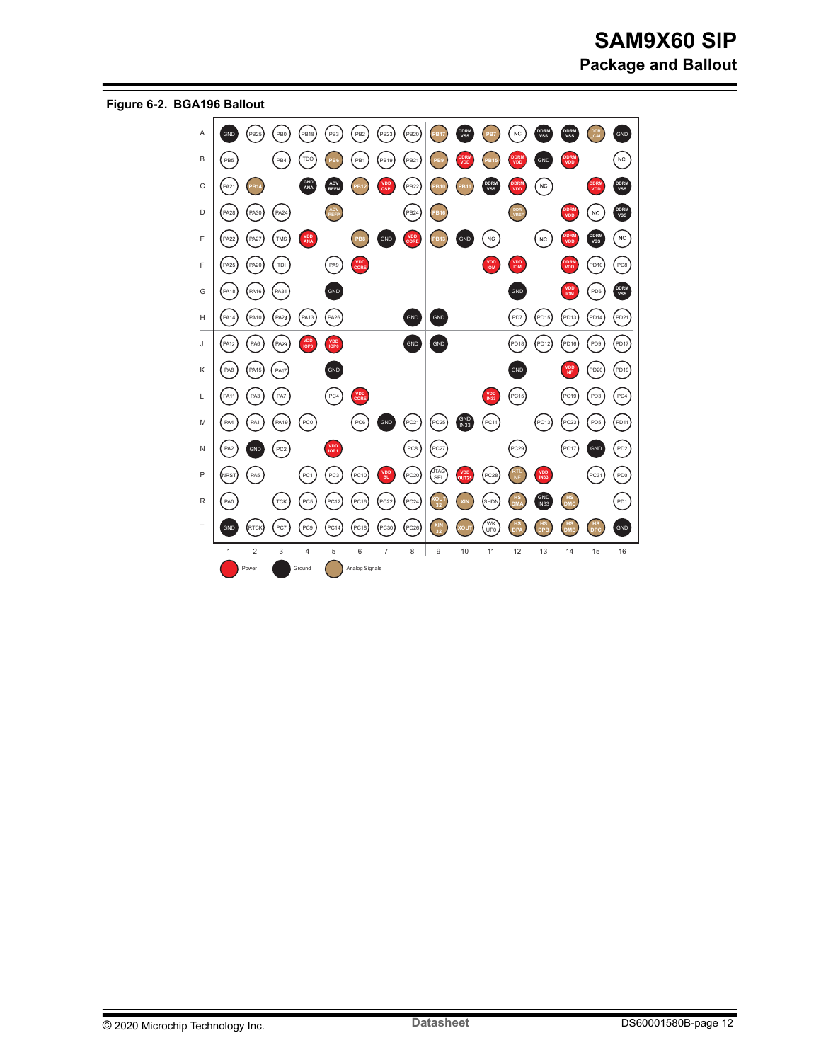**Figure 6-2. BGA196 Ballout**

| | 1 | 2 | 3 | 4 | 5 | 6 | 7 | 8 | 9 | 10 | 11 | 12 | 13 | 14 | 15 | 16 |
|---|---|---|---|---|---|---|---|---|---|---|---|---|---|---|---|---|
| A | GND | PB25 | PB0 | PB18 | PB3 | PB2 | PB23 | PB20 | PB17 | DDRM VSS | PB7 | NC | DDRM VSS | DDRM VSS | DDR CAL | GND |
| B | PB5 | | PB4 | TDO | PB6 | PB1 | PB19 | PB21 | PB9 | DDRM VDD | PB15 | DDRM VDD | GND | DDRM VDD | | NC |
| C | PA21 | PB14 | | GND ANA | ADV REFN | PB12 | VDD QSPI | PB22 | PB10 | PB11 | DDRM VSS | DDRM VDD | NC | | DDRM VDD | DDRM VSS |
| D | PA28 | PA30 | PA24 | | ADV REFP | | | PB24 | PB16 | | | DDR VREF | | DDRM VDD | NC | DDRM VSS |
| E | PA22 | PA27 | TMS | VDD ANA | | PB8 | GND | VDD CORE | PB13 | GND | NC | | NC | DDRM VDD | DDRM VSS | NC |
| F | PA25 | PA20 | TDI | | PA9 | VDD CORE | | | | | VDD IOM | VDD IOM | | DDRM VDD | PD10 | PD8 |
| G | PA18 | PA16 | PA31 | | GND | | | | | | | GND | | VDD IOM | PD6 | DDRM VSS |
| H | PA14 | PA10 | PA23 | PA13 | PA26 | | | GND | GND | | | PD7 | PD15 | PD13 | PD14 | PD21 |
| J | PA12 | PA6 | PA29 | VDD IOP0 | VDD IOP0 | | | GND | GND | | | PD18 | PD12 | PD16 | PD9 | PD17 |
| K | PA8 | PA15 | PA17 | | GND | | | | | | | GND | | VDD NF | PD20 | PD19 |
| L | PA11 | PA3 | PA7 | | PC4 | VDD CORE | | | | | VDD IN33 | PC15 | | PC19 | PD3 | PD4 |
| M | PA4 | PA1 | PA19 | PC0 | | PC6 | GND | PC21 | PC25 | GND IN33 | PC11 | | PC13 | PC23 | PD5 | PD11 |
| N | PA2 | GND | PC2 | | VDD IOP1 | | | PC8 | PC27 | | | PC29 | | PC17 | GND | PD2 |
| P | NRST | PA5 | | PC1 | PC3 | PC10 | VDD BU | PC20 | JTAG SEL | VDD OUT25 | PC28 | RTU NE | VDD IN33 | | PC31 | PD0 |
| R | PA0 | | TCK | PC5 | PC12 | PC16 | PC22 | PC24 | XOUT 32 | XIN | SHDN | HS DMA | GND IN33 | HS DMC | | PD1 |
| T | GND | RTCK | PC7 | PC9 | PC14 | PC18 | PC30 | PC26 | XIN 32 | XOUT | WK UP0 | HS DPA | HS DPB | HS DMB | HS DPC | GND |

Legend: Power, Ground, Analog Signals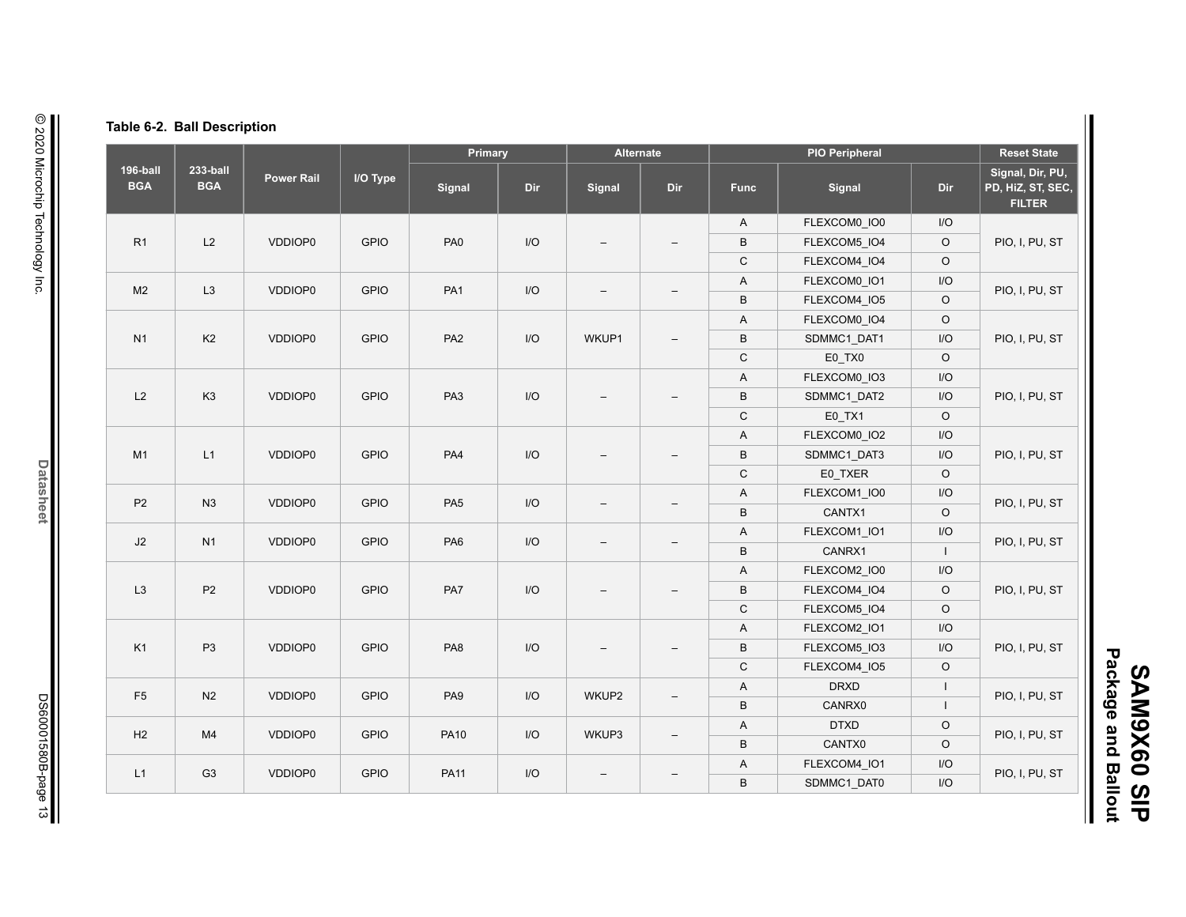**Table 6-2. Ball Description**

| 196-ball BGA | 233-ball BGA | Power Rail | I/O Type | Primary | | Alternate | | PIO Peripheral | | | Reset State |
|---|---|---|---|---|---|---|---|---|---|---|---|
| | | | | Signal | Dir | Signal | Dir | Func | Signal | Dir | Signal, Dir, PU, PD, HiZ, ST, SEC, FILTER |
| R1 | L2 | VDDIOP0 | GPIO | PA0 | I/O | – | – | A | FLEXCOM0_IO0 | I/O | PIO, I, PU, ST |
| | | | | | | | | B | FLEXCOM5_IO4 | O | |
| | | | | | | | | C | FLEXCOM4_IO4 | O | |
| M2 | L3 | VDDIOP0 | GPIO | PA1 | I/O | – | – | A | FLEXCOM0_IO1 | I/O | PIO, I, PU, ST |
| | | | | | | | | B | FLEXCOM4_IO5 | O | |
| N1 | K2 | VDDIOP0 | GPIO | PA2 | I/O | WKUP1 | – | A | FLEXCOM0_IO4 | O | PIO, I, PU, ST |
| | | | | | | | | B | SDMMC1_DAT1 | I/O | |
| | | | | | | | | C | E0_TX0 | O | |
| L2 | K3 | VDDIOP0 | GPIO | PA3 | I/O | – | – | A | FLEXCOM0_IO3 | I/O | PIO, I, PU, ST |
| | | | | | | | | B | SDMMC1_DAT2 | I/O | |
| | | | | | | | | C | E0_TX1 | O | |
| M1 | L1 | VDDIOP0 | GPIO | PA4 | I/O | – | – | A | FLEXCOM0_IO2 | I/O | PIO, I, PU, ST |
| | | | | | | | | B | SDMMC1_DAT3 | I/O | |
| | | | | | | | | C | E0_TXER | O | |
| P2 | N3 | VDDIOP0 | GPIO | PA5 | I/O | – | – | A | FLEXCOM1_IO0 | I/O | PIO, I, PU, ST |
| | | | | | | | | B | CANTX1 | O | |
| J2 | N1 | VDDIOP0 | GPIO | PA6 | I/O | – | – | A | FLEXCOM1_IO1 | I/O | PIO, I, PU, ST |
| | | | | | | | | B | CANRX1 | I | |
| L3 | P2 | VDDIOP0 | GPIO | PA7 | I/O | – | – | A | FLEXCOM2_IO0 | I/O | PIO, I, PU, ST |
| | | | | | | | | B | FLEXCOM4_IO4 | O | |
| | | | | | | | | C | FLEXCOM5_IO4 | O | |
| K1 | P3 | VDDIOP0 | GPIO | PA8 | I/O | – | – | A | FLEXCOM2_IO1 | I/O | PIO, I, PU, ST |
| | | | | | | | | B | FLEXCOM5_IO3 | I/O | |
| | | | | | | | | C | FLEXCOM4_IO5 | O | |
| F5 | N2 | VDDIOP0 | GPIO | PA9 | I/O | WKUP2 | – | A | DRXD | I | PIO, I, PU, ST |
| | | | | | | | | B | CANRX0 | I | |
| H2 | M4 | VDDIOP0 | GPIO | PA10 | I/O | WKUP3 | – | A | DTXD | O | PIO, I, PU, ST |
| | | | | | | | | B | CANTX0 | O | |
| L1 | G3 | VDDIOP0 | GPIO | PA11 | I/O | – | – | A | FLEXCOM4_IO1 | I/O | PIO, I, PU, ST |
| | | | | | | | | B | SDMMC1_DAT0 | I/O | |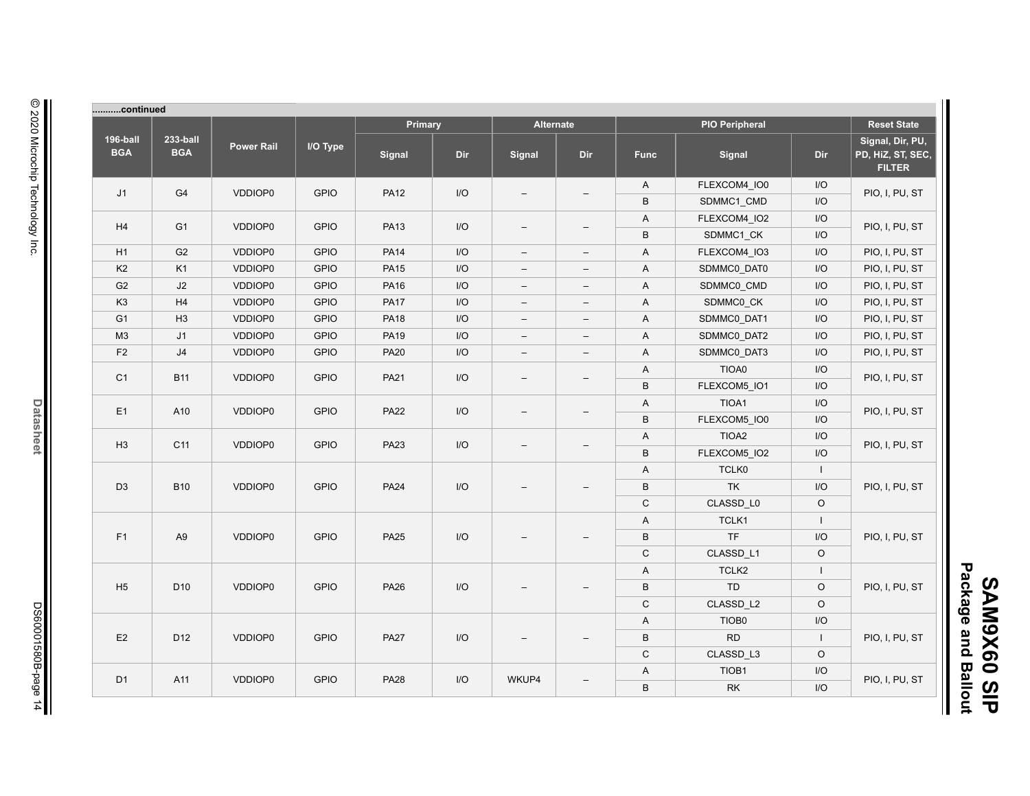..........continued

| 196-ball BGA | 233-ball BGA | Power Rail | I/O Type | Primary | | Alternate | | PIO Peripheral | | | Reset State |
|---|---|---|---|---|---|---|---|---|---|---|---|
| | | | | Signal | Dir | Signal | Dir | Func | Signal | Dir | Signal, Dir, PU, PD, HiZ, ST, SEC, FILTER |
| J1 | G4 | VDDIOP0 | GPIO | PA12 | I/O | – | – | A | FLEXCOM4_IO0 | I/O | PIO, I, PU, ST |
| | | | | | | | | B | SDMMC1_CMD | I/O | |
| H4 | G1 | VDDIOP0 | GPIO | PA13 | I/O | – | – | A | FLEXCOM4_IO2 | I/O | PIO, I, PU, ST |
| | | | | | | | | B | SDMMC1_CK | I/O | |
| H1 | G2 | VDDIOP0 | GPIO | PA14 | I/O | – | – | A | FLEXCOM4_IO3 | I/O | PIO, I, PU, ST |
| K2 | K1 | VDDIOP0 | GPIO | PA15 | I/O | – | – | A | SDMMC0_DAT0 | I/O | PIO, I, PU, ST |
| G2 | J2 | VDDIOP0 | GPIO | PA16 | I/O | – | – | A | SDMMC0_CMD | I/O | PIO, I, PU, ST |
| K3 | H4 | VDDIOP0 | GPIO | PA17 | I/O | – | – | A | SDMMC0_CK | I/O | PIO, I, PU, ST |
| G1 | H3 | VDDIOP0 | GPIO | PA18 | I/O | – | – | A | SDMMC0_DAT1 | I/O | PIO, I, PU, ST |
| M3 | J1 | VDDIOP0 | GPIO | PA19 | I/O | – | – | A | SDMMC0_DAT2 | I/O | PIO, I, PU, ST |
| F2 | J4 | VDDIOP0 | GPIO | PA20 | I/O | – | – | A | SDMMC0_DAT3 | I/O | PIO, I, PU, ST |
| C1 | B11 | VDDIOP0 | GPIO | PA21 | I/O | – | – | A | TIOA0 | I/O | PIO, I, PU, ST |
| | | | | | | | | B | FLEXCOM5_IO1 | I/O | |
| E1 | A10 | VDDIOP0 | GPIO | PA22 | I/O | – | – | A | TIOA1 | I/O | PIO, I, PU, ST |
| | | | | | | | | B | FLEXCOM5_IO0 | I/O | |
| H3 | C11 | VDDIOP0 | GPIO | PA23 | I/O | – | – | A | TIOA2 | I/O | PIO, I, PU, ST |
| | | | | | | | | B | FLEXCOM5_IO2 | I/O | |
| D3 | B10 | VDDIOP0 | GPIO | PA24 | I/O | – | – | A | TCLK0 | I | PIO, I, PU, ST |
| | | | | | | | | B | TK | I/O | |
| | | | | | | | | C | CLASSD_L0 | O | |
| F1 | A9 | VDDIOP0 | GPIO | PA25 | I/O | – | – | A | TCLK1 | I | PIO, I, PU, ST |
| | | | | | | | | B | TF | I/O | |
| | | | | | | | | C | CLASSD_L1 | O | |
| H5 | D10 | VDDIOP0 | GPIO | PA26 | I/O | – | – | A | TCLK2 | I | PIO, I, PU, ST |
| | | | | | | | | B | TD | O | |
| | | | | | | | | C | CLASSD_L2 | O | |
| E2 | D12 | VDDIOP0 | GPIO | PA27 | I/O | – | – | A | TIOB0 | I/O | PIO, I, PU, ST |
| | | | | | | | | B | RD | I | |
| | | | | | | | | C | CLASSD_L3 | O | |
| D1 | A11 | VDDIOP0 | GPIO | PA28 | I/O | WKUP4 | – | A | TIOB1 | I/O | PIO, I, PU, ST |
| | | | | | | | | B | RK | I/O | |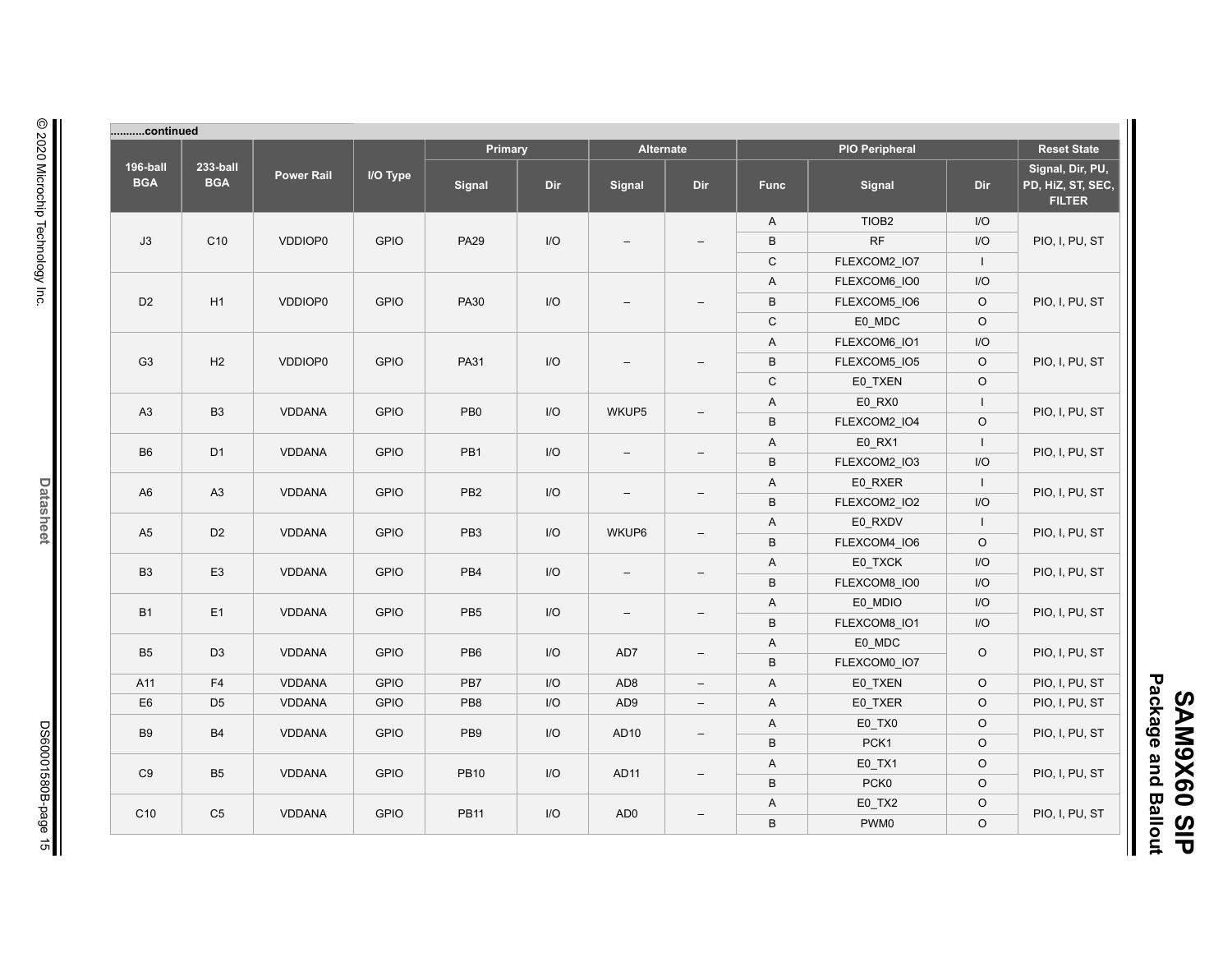..........continued

| 196-ball BGA | 233-ball BGA | Power Rail | I/O Type | Primary | | Alternate | | PIO Peripheral | | | Reset State |
|---|---|---|---|---|---|---|---|---|---|---|---|
| | | | | Signal | Dir | Signal | Dir | Func | Signal | Dir | Signal, Dir, PU, PD, HiZ, ST, SEC, FILTER |
| J3 | C10 | VDDIOP0 | GPIO | PA29 | I/O | – | – | A | TIOB2 | I/O | PIO, I, PU, ST |
| | | | | | | | | B | RF | I/O | |
| | | | | | | | | C | FLEXCOM2_IO7 | I | |
| D2 | H1 | VDDIOP0 | GPIO | PA30 | I/O | – | – | A | FLEXCOM6_IO0 | I/O | PIO, I, PU, ST |
| | | | | | | | | B | FLEXCOM5_IO6 | O | |
| | | | | | | | | C | E0_MDC | O | |
| G3 | H2 | VDDIOP0 | GPIO | PA31 | I/O | – | – | A | FLEXCOM6_IO1 | I/O | PIO, I, PU, ST |
| | | | | | | | | B | FLEXCOM5_IO5 | O | |
| | | | | | | | | C | E0_TXEN | O | |
| A3 | B3 | VDDANA | GPIO | PB0 | I/O | WKUP5 | – | A | E0_RX0 | I | PIO, I, PU, ST |
| | | | | | | | | B | FLEXCOM2_IO4 | O | |
| B6 | D1 | VDDANA | GPIO | PB1 | I/O | – | – | A | E0_RX1 | I | PIO, I, PU, ST |
| | | | | | | | | B | FLEXCOM2_IO3 | I/O | |
| A6 | A3 | VDDANA | GPIO | PB2 | I/O | – | – | A | E0_RXER | I | PIO, I, PU, ST |
| | | | | | | | | B | FLEXCOM2_IO2 | I/O | |
| A5 | D2 | VDDANA | GPIO | PB3 | I/O | WKUP6 | – | A | E0_RXDV | I | PIO, I, PU, ST |
| | | | | | | | | B | FLEXCOM4_IO6 | O | |
| B3 | E3 | VDDANA | GPIO | PB4 | I/O | – | – | A | E0_TXCK | I/O | PIO, I, PU, ST |
| | | | | | | | | B | FLEXCOM8_IO0 | I/O | |
| B1 | E1 | VDDANA | GPIO | PB5 | I/O | – | – | A | E0_MDIO | I/O | PIO, I, PU, ST |
| | | | | | | | | B | FLEXCOM8_IO1 | I/O | |
| B5 | D3 | VDDANA | GPIO | PB6 | I/O | AD7 | – | A | E0_MDC | O | PIO, I, PU, ST |
| | | | | | | | | B | FLEXCOM0_IO7 | | |
| A11 | F4 | VDDANA | GPIO | PB7 | I/O | AD8 | – | A | E0_TXEN | O | PIO, I, PU, ST |
| E6 | D5 | VDDANA | GPIO | PB8 | I/O | AD9 | – | A | E0_TXER | O | PIO, I, PU, ST |
| B9 | B4 | VDDANA | GPIO | PB9 | I/O | AD10 | – | A | E0_TX0 | O | PIO, I, PU, ST |
| | | | | | | | | B | PCK1 | O | |
| C9 | B5 | VDDANA | GPIO | PB10 | I/O | AD11 | – | A | E0_TX1 | O | PIO, I, PU, ST |
| | | | | | | | | B | PCK0 | O | |
| C10 | C5 | VDDANA | GPIO | PB11 | I/O | AD0 | – | A | E0_TX2 | O | PIO, I, PU, ST |
| | | | | | | | | B | PWM0 | O | |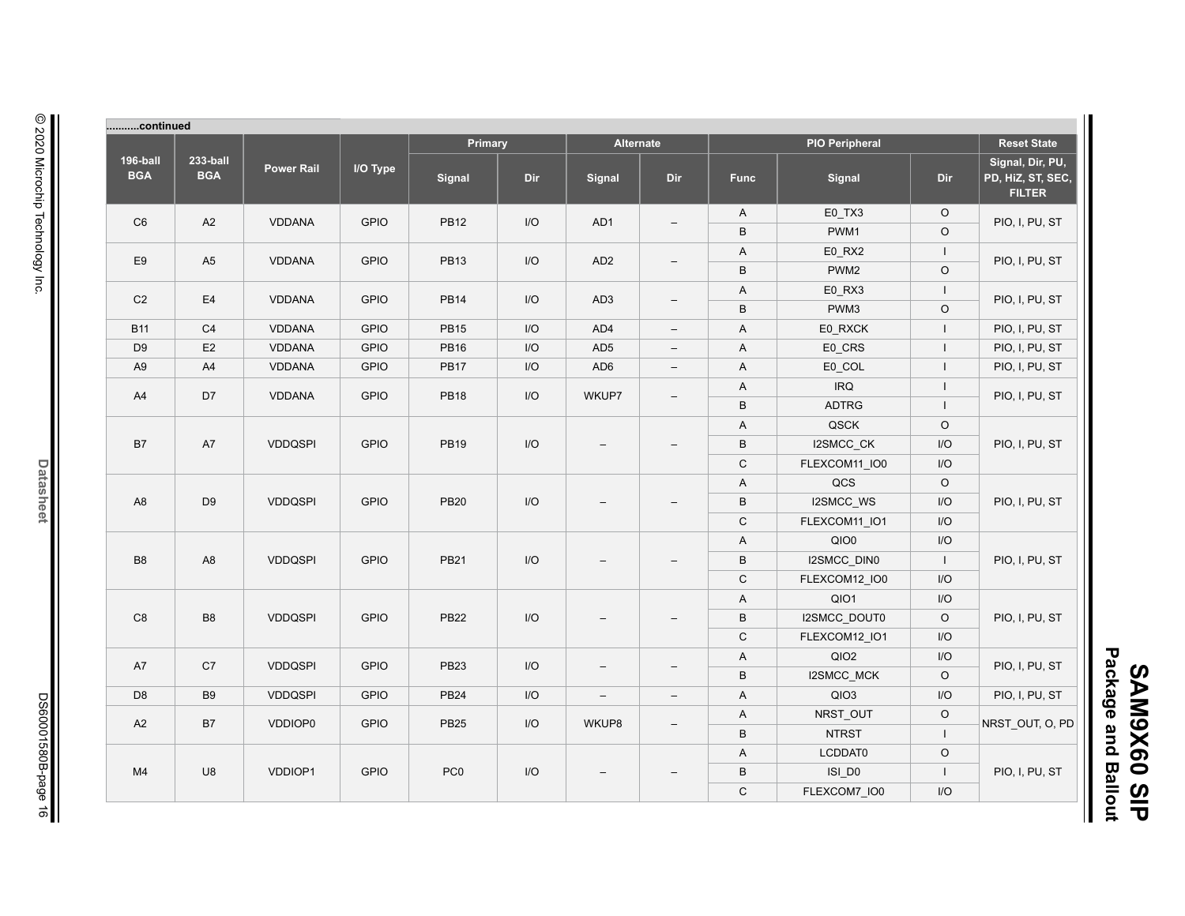...........continued

| 196-ball BGA | 233-ball BGA | Power Rail | I/O Type | Primary | | Alternate | | PIO Peripheral | | | Reset State |
|---|---|---|---|---|---|---|---|---|---|---|---|
| | | | | Signal | Dir | Signal | Dir | Func | Signal | Dir | Signal, Dir, PU, PD, HiZ, ST, SEC, FILTER |
| C6 | A2 | VDDANA | GPIO | PB12 | I/O | AD1 | – | A | E0_TX3 | O | PIO, I, PU, ST |
| | | | | | | | | B | PWM1 | O | |
| E9 | A5 | VDDANA | GPIO | PB13 | I/O | AD2 | – | A | E0_RX2 | I | PIO, I, PU, ST |
| | | | | | | | | B | PWM2 | O | |
| C2 | E4 | VDDANA | GPIO | PB14 | I/O | AD3 | – | A | E0_RX3 | I | PIO, I, PU, ST |
| | | | | | | | | B | PWM3 | O | |
| B11 | C4 | VDDANA | GPIO | PB15 | I/O | AD4 | – | A | E0_RXCK | I | PIO, I, PU, ST |
| D9 | E2 | VDDANA | GPIO | PB16 | I/O | AD5 | – | A | E0_CRS | I | PIO, I, PU, ST |
| A9 | A4 | VDDANA | GPIO | PB17 | I/O | AD6 | – | A | E0_COL | I | PIO, I, PU, ST |
| A4 | D7 | VDDANA | GPIO | PB18 | I/O | WKUP7 | – | A | IRQ | I | PIO, I, PU, ST |
| | | | | | | | | B | ADTRG | I | |
| B7 | A7 | VDDQSPI | GPIO | PB19 | I/O | – | – | A | QSCK | O | PIO, I, PU, ST |
| | | | | | | | | B | I2SMCC_CK | I/O | |
| | | | | | | | | C | FLEXCOM11_IO0 | I/O | |
| A8 | D9 | VDDQSPI | GPIO | PB20 | I/O | – | – | A | QCS | O | PIO, I, PU, ST |
| | | | | | | | | B | I2SMCC_WS | I/O | |
| | | | | | | | | C | FLEXCOM11_IO1 | I/O | |
| B8 | A8 | VDDQSPI | GPIO | PB21 | I/O | – | – | A | QIO0 | I/O | PIO, I, PU, ST |
| | | | | | | | | B | I2SMCC_DIN0 | I | |
| | | | | | | | | C | FLEXCOM12_IO0 | I/O | |
| C8 | B8 | VDDQSPI | GPIO | PB22 | I/O | – | – | A | QIO1 | I/O | PIO, I, PU, ST |
| | | | | | | | | B | I2SMCC_DOUT0 | O | |
| | | | | | | | | C | FLEXCOM12_IO1 | I/O | |
| A7 | C7 | VDDQSPI | GPIO | PB23 | I/O | – | – | A | QIO2 | I/O | PIO, I, PU, ST |
| | | | | | | | | B | I2SMCC_MCK | O | |
| D8 | B9 | VDDQSPI | GPIO | PB24 | I/O | – | – | A | QIO3 | I/O | PIO, I, PU, ST |
| A2 | B7 | VDDIOP0 | GPIO | PB25 | I/O | WKUP8 | – | A | NRST_OUT | O | NRST_OUT, O, PD |
| | | | | | | | | B | NTRST | I | |
| M4 | U8 | VDDIOP1 | GPIO | PC0 | I/O | – | – | A | LCDDAT0 | O | PIO, I, PU, ST |
| | | | | | | | | B | ISI_D0 | I | |
| | | | | | | | | C | FLEXCOM7_IO0 | I/O | |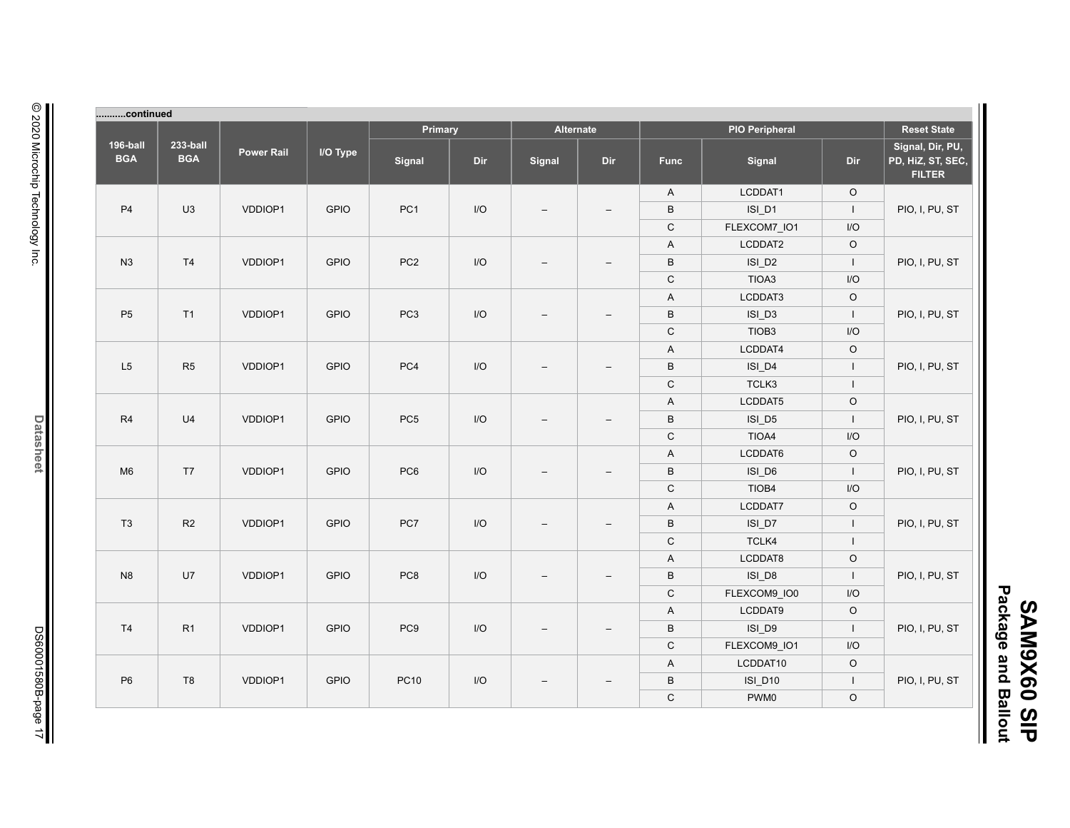...........continued

| 196-ball BGA | 233-ball BGA | Power Rail | I/O Type | Primary | | Alternate | | PIO Peripheral | | | Reset State |
|---|---|---|---|---|---|---|---|---|---|---|---|
| | | | | Signal | Dir | Signal | Dir | Func | Signal | Dir | Signal, Dir, PU, PD, HiZ, ST, SEC, FILTER |
| P4 | U3 | VDDIOP1 | GPIO | PC1 | I/O | – | – | A | LCDDAT1 | O | PIO, I, PU, ST |
| | | | | | | | | B | ISI_D1 | I | |
| | | | | | | | | C | FLEXCOM7_IO1 | I/O | |
| N3 | T4 | VDDIOP1 | GPIO | PC2 | I/O | – | – | A | LCDDAT2 | O | PIO, I, PU, ST |
| | | | | | | | | B | ISI_D2 | I | |
| | | | | | | | | C | TIOA3 | I/O | |
| P5 | T1 | VDDIOP1 | GPIO | PC3 | I/O | – | – | A | LCDDAT3 | O | PIO, I, PU, ST |
| | | | | | | | | B | ISI_D3 | I | |
| | | | | | | | | C | TIOB3 | I/O | |
| L5 | R5 | VDDIOP1 | GPIO | PC4 | I/O | – | – | A | LCDDAT4 | O | PIO, I, PU, ST |
| | | | | | | | | B | ISI_D4 | I | |
| | | | | | | | | C | TCLK3 | I | |
| R4 | U4 | VDDIOP1 | GPIO | PC5 | I/O | – | – | A | LCDDAT5 | O | PIO, I, PU, ST |
| | | | | | | | | B | ISI_D5 | I | |
| | | | | | | | | C | TIOA4 | I/O | |
| M6 | T7 | VDDIOP1 | GPIO | PC6 | I/O | – | – | A | LCDDAT6 | O | PIO, I, PU, ST |
| | | | | | | | | B | ISI_D6 | I | |
| | | | | | | | | C | TIOB4 | I/O | |
| T3 | R2 | VDDIOP1 | GPIO | PC7 | I/O | – | – | A | LCDDAT7 | O | PIO, I, PU, ST |
| | | | | | | | | B | ISI_D7 | I | |
| | | | | | | | | C | TCLK4 | I | |
| N8 | U7 | VDDIOP1 | GPIO | PC8 | I/O | – | – | A | LCDDAT8 | O | PIO, I, PU, ST |
| | | | | | | | | B | ISI_D8 | I | |
| | | | | | | | | C | FLEXCOM9_IO0 | I/O | |
| T4 | R1 | VDDIOP1 | GPIO | PC9 | I/O | – | – | A | LCDDAT9 | O | PIO, I, PU, ST |
| | | | | | | | | B | ISI_D9 | I | |
| | | | | | | | | C | FLEXCOM9_IO1 | I/O | |
| P6 | T8 | VDDIOP1 | GPIO | PC10 | I/O | – | – | A | LCDDAT10 | O | PIO, I, PU, ST |
| | | | | | | | | B | ISI_D10 | I | |
| | | | | | | | | C | PWM0 | O | |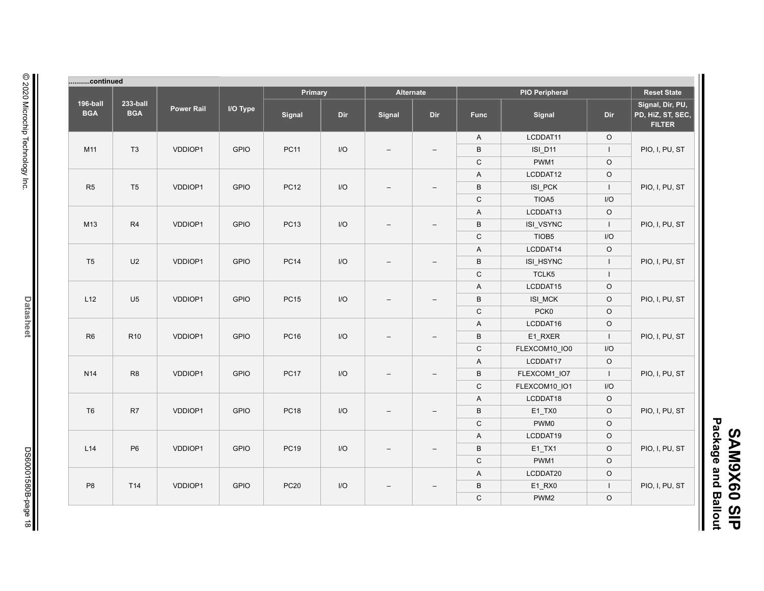..........continued

| 196-ball BGA | 233-ball BGA | Power Rail | I/O Type | Primary | | Alternate | | PIO Peripheral | | | Reset State |
|---|---|---|---|---|---|---|---|---|---|---|---|
| | | | | Signal | Dir | Signal | Dir | Func | Signal | Dir | Signal, Dir, PU, PD, HiZ, ST, SEC, FILTER |
| M11 | T3 | VDDIOP1 | GPIO | PC11 | I/O | – | – | A | LCDDAT11 | O | PIO, I, PU, ST |
| | | | | | | | | B | ISI_D11 | I | |
| | | | | | | | | C | PWM1 | O | |
| R5 | T5 | VDDIOP1 | GPIO | PC12 | I/O | – | – | A | LCDDAT12 | O | PIO, I, PU, ST |
| | | | | | | | | B | ISI_PCK | I | |
| | | | | | | | | C | TIOA5 | I/O | |
| M13 | R4 | VDDIOP1 | GPIO | PC13 | I/O | – | – | A | LCDDAT13 | O | PIO, I, PU, ST |
| | | | | | | | | B | ISI_VSYNC | I | |
| | | | | | | | | C | TIOB5 | I/O | |
| T5 | U2 | VDDIOP1 | GPIO | PC14 | I/O | – | – | A | LCDDAT14 | O | PIO, I, PU, ST |
| | | | | | | | | B | ISI_HSYNC | I | |
| | | | | | | | | C | TCLK5 | I | |
| L12 | U5 | VDDIOP1 | GPIO | PC15 | I/O | – | – | A | LCDDAT15 | O | PIO, I, PU, ST |
| | | | | | | | | B | ISI_MCK | O | |
| | | | | | | | | C | PCK0 | O | |
| R6 | R10 | VDDIOP1 | GPIO | PC16 | I/O | – | – | A | LCDDAT16 | O | PIO, I, PU, ST |
| | | | | | | | | B | E1_RXER | I | |
| | | | | | | | | C | FLEXCOM10_IO0 | I/O | |
| N14 | R8 | VDDIOP1 | GPIO | PC17 | I/O | – | – | A | LCDDAT17 | O | PIO, I, PU, ST |
| | | | | | | | | B | FLEXCOM1_IO7 | I | |
| | | | | | | | | C | FLEXCOM10_IO1 | I/O | |
| T6 | R7 | VDDIOP1 | GPIO | PC18 | I/O | – | – | A | LCDDAT18 | O | PIO, I, PU, ST |
| | | | | | | | | B | E1_TX0 | O | |
| | | | | | | | | C | PWM0 | O | |
| L14 | P6 | VDDIOP1 | GPIO | PC19 | I/O | – | – | A | LCDDAT19 | O | PIO, I, PU, ST |
| | | | | | | | | B | E1_TX1 | O | |
| | | | | | | | | C | PWM1 | O | |
| P8 | T14 | VDDIOP1 | GPIO | PC20 | I/O | – | – | A | LCDDAT20 | O | PIO, I, PU, ST |
| | | | | | | | | B | E1_RX0 | I | |
| | | | | | | | | C | PWM2 | O | |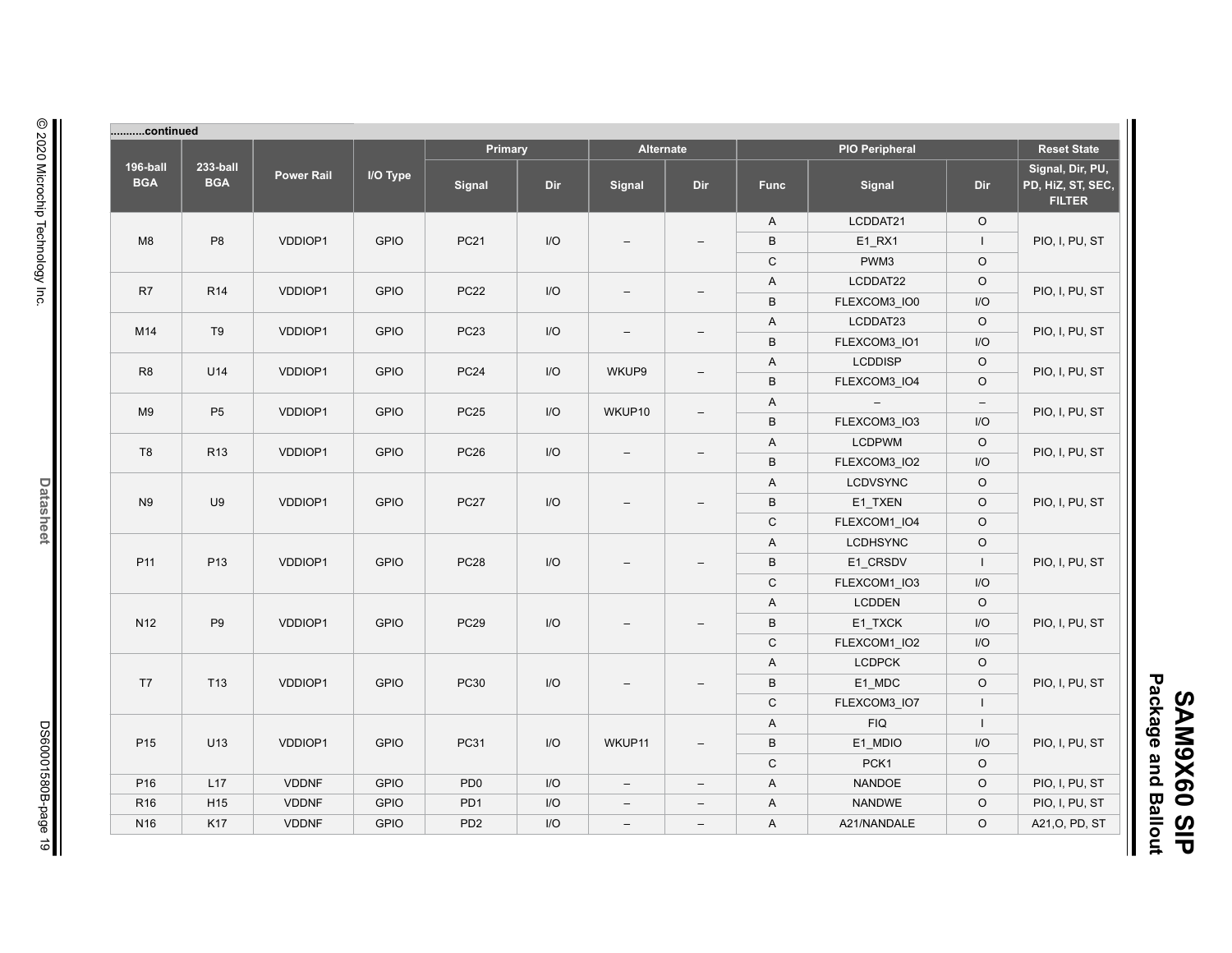..........continued

| 196-ball BGA | 233-ball BGA | Power Rail | I/O Type | Primary | | Alternate | | PIO Peripheral | | | Reset State |
|---|---|---|---|---|---|---|---|---|---|---|---|
| | | | | Signal | Dir | Signal | Dir | Func | Signal | Dir | Signal, Dir, PU, PD, HiZ, ST, SEC, FILTER |
| M8 | P8 | VDDIOP1 | GPIO | PC21 | I/O | – | – | A | LCDDAT21 | O | PIO, I, PU, ST |
| | | | | | | | | B | E1_RX1 | I | |
| | | | | | | | | C | PWM3 | O | |
| R7 | R14 | VDDIOP1 | GPIO | PC22 | I/O | – | – | A | LCDDAT22 | O | PIO, I, PU, ST |
| | | | | | | | | B | FLEXCOM3_IO0 | I/O | |
| M14 | T9 | VDDIOP1 | GPIO | PC23 | I/O | – | – | A | LCDDAT23 | O | PIO, I, PU, ST |
| | | | | | | | | B | FLEXCOM3_IO1 | I/O | |
| R8 | U14 | VDDIOP1 | GPIO | PC24 | I/O | WKUP9 | – | A | LCDDISP | O | PIO, I, PU, ST |
| | | | | | | | | B | FLEXCOM3_IO4 | O | |
| M9 | P5 | VDDIOP1 | GPIO | PC25 | I/O | WKUP10 | – | A | – | – | PIO, I, PU, ST |
| | | | | | | | | B | FLEXCOM3_IO3 | I/O | |
| T8 | R13 | VDDIOP1 | GPIO | PC26 | I/O | – | – | A | LCDPWM | O | PIO, I, PU, ST |
| | | | | | | | | B | FLEXCOM3_IO2 | I/O | |
| N9 | U9 | VDDIOP1 | GPIO | PC27 | I/O | – | – | A | LCDVSYNC | O | PIO, I, PU, ST |
| | | | | | | | | B | E1_TXEN | O | |
| | | | | | | | | C | FLEXCOM1_IO4 | O | |
| P11 | P13 | VDDIOP1 | GPIO | PC28 | I/O | – | – | A | LCDHSYNC | O | PIO, I, PU, ST |
| | | | | | | | | B | E1_CRSDV | I | |
| | | | | | | | | C | FLEXCOM1_IO3 | I/O | |
| N12 | P9 | VDDIOP1 | GPIO | PC29 | I/O | – | – | A | LCDDEN | O | PIO, I, PU, ST |
| | | | | | | | | B | E1_TXCK | I/O | |
| | | | | | | | | C | FLEXCOM1_IO2 | I/O | |
| T7 | T13 | VDDIOP1 | GPIO | PC30 | I/O | – | – | A | LCDPCK | O | PIO, I, PU, ST |
| | | | | | | | | B | E1_MDC | O | |
| | | | | | | | | C | FLEXCOM3_IO7 | I | |
| P15 | U13 | VDDIOP1 | GPIO | PC31 | I/O | WKUP11 | – | A | FIQ | I | PIO, I, PU, ST |
| | | | | | | | | B | E1_MDIO | I/O | |
| | | | | | | | | C | PCK1 | O | |
| P16 | L17 | VDDNF | GPIO | PD0 | I/O | – | – | A | NANDOE | O | PIO, I, PU, ST |
| R16 | H15 | VDDNF | GPIO | PD1 | I/O | – | – | A | NANDWE | O | PIO, I, PU, ST |
| N16 | K17 | VDDNF | GPIO | PD2 | I/O | – | – | A | A21/NANDALE | O | A21,O, PD, ST |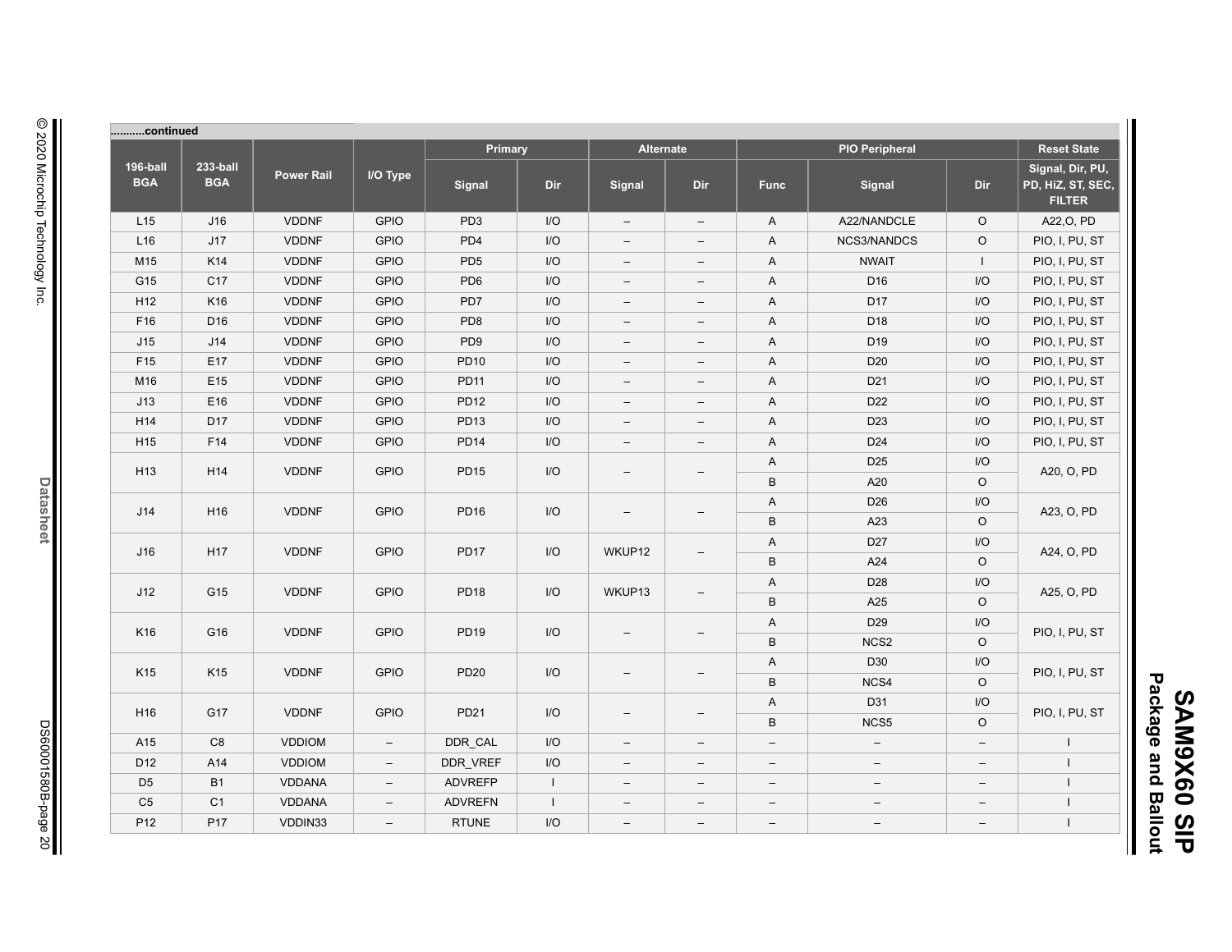..........continued

| 196-ball BGA | 233-ball BGA | Power Rail | I/O Type | Primary | | Alternate | | PIO Peripheral | | | Reset State |
|---|---|---|---|---|---|---|---|---|---|---|---|
| | | | | Signal | Dir | Signal | Dir | Func | Signal | Dir | Signal, Dir, PU, PD, HiZ, ST, SEC, FILTER |
| L15 | J16 | VDDNF | GPIO | PD3 | I/O | – | – | A | A22/NANDCLE | O | A22,O, PD |
| L16 | J17 | VDDNF | GPIO | PD4 | I/O | – | – | A | NCS3/NANDCS | O | PIO, I, PU, ST |
| M15 | K14 | VDDNF | GPIO | PD5 | I/O | – | – | A | NWAIT | I | PIO, I, PU, ST |
| G15 | C17 | VDDNF | GPIO | PD6 | I/O | – | – | A | D16 | I/O | PIO, I, PU, ST |
| H12 | K16 | VDDNF | GPIO | PD7 | I/O | – | – | A | D17 | I/O | PIO, I, PU, ST |
| F16 | D16 | VDDNF | GPIO | PD8 | I/O | – | – | A | D18 | I/O | PIO, I, PU, ST |
| J15 | J14 | VDDNF | GPIO | PD9 | I/O | – | – | A | D19 | I/O | PIO, I, PU, ST |
| F15 | E17 | VDDNF | GPIO | PD10 | I/O | – | – | A | D20 | I/O | PIO, I, PU, ST |
| M16 | E15 | VDDNF | GPIO | PD11 | I/O | – | – | A | D21 | I/O | PIO, I, PU, ST |
| J13 | E16 | VDDNF | GPIO | PD12 | I/O | – | – | A | D22 | I/O | PIO, I, PU, ST |
| H14 | D17 | VDDNF | GPIO | PD13 | I/O | – | – | A | D23 | I/O | PIO, I, PU, ST |
| H15 | F14 | VDDNF | GPIO | PD14 | I/O | – | – | A | D24 | I/O | PIO, I, PU, ST |
| H13 | H14 | VDDNF | GPIO | PD15 | I/O | – | – | A | D25 | I/O | A20, O, PD |
| | | | | | | | | B | A20 | O | |
| J14 | H16 | VDDNF | GPIO | PD16 | I/O | – | – | A | D26 | I/O | A23, O, PD |
| | | | | | | | | B | A23 | O | |
| J16 | H17 | VDDNF | GPIO | PD17 | I/O | WKUP12 | – | A | D27 | I/O | A24, O, PD |
| | | | | | | | | B | A24 | O | |
| J12 | G15 | VDDNF | GPIO | PD18 | I/O | WKUP13 | – | A | D28 | I/O | A25, O, PD |
| | | | | | | | | B | A25 | O | |
| K16 | G16 | VDDNF | GPIO | PD19 | I/O | – | – | A | D29 | I/O | PIO, I, PU, ST |
| | | | | | | | | B | NCS2 | O | |
| K15 | K15 | VDDNF | GPIO | PD20 | I/O | – | – | A | D30 | I/O | PIO, I, PU, ST |
| | | | | | | | | B | NCS4 | O | |
| H16 | G17 | VDDNF | GPIO | PD21 | I/O | – | – | A | D31 | I/O | PIO, I, PU, ST |
| | | | | | | | | B | NCS5 | O | |
| A15 | C8 | VDDIOM | – | DDR_CAL | I/O | – | – | – | – | – | I |
| D12 | A14 | VDDIOM | – | DDR_VREF | I/O | – | – | – | – | – | I |
| D5 | B1 | VDDANA | – | ADVREFP | I | – | – | – | – | – | I |
| C5 | C1 | VDDANA | – | ADVREFN | I | – | – | – | – | – | I |
| P12 | P17 | VDDIN33 | – | RTUNE | I/O | – | – | – | – | – | I |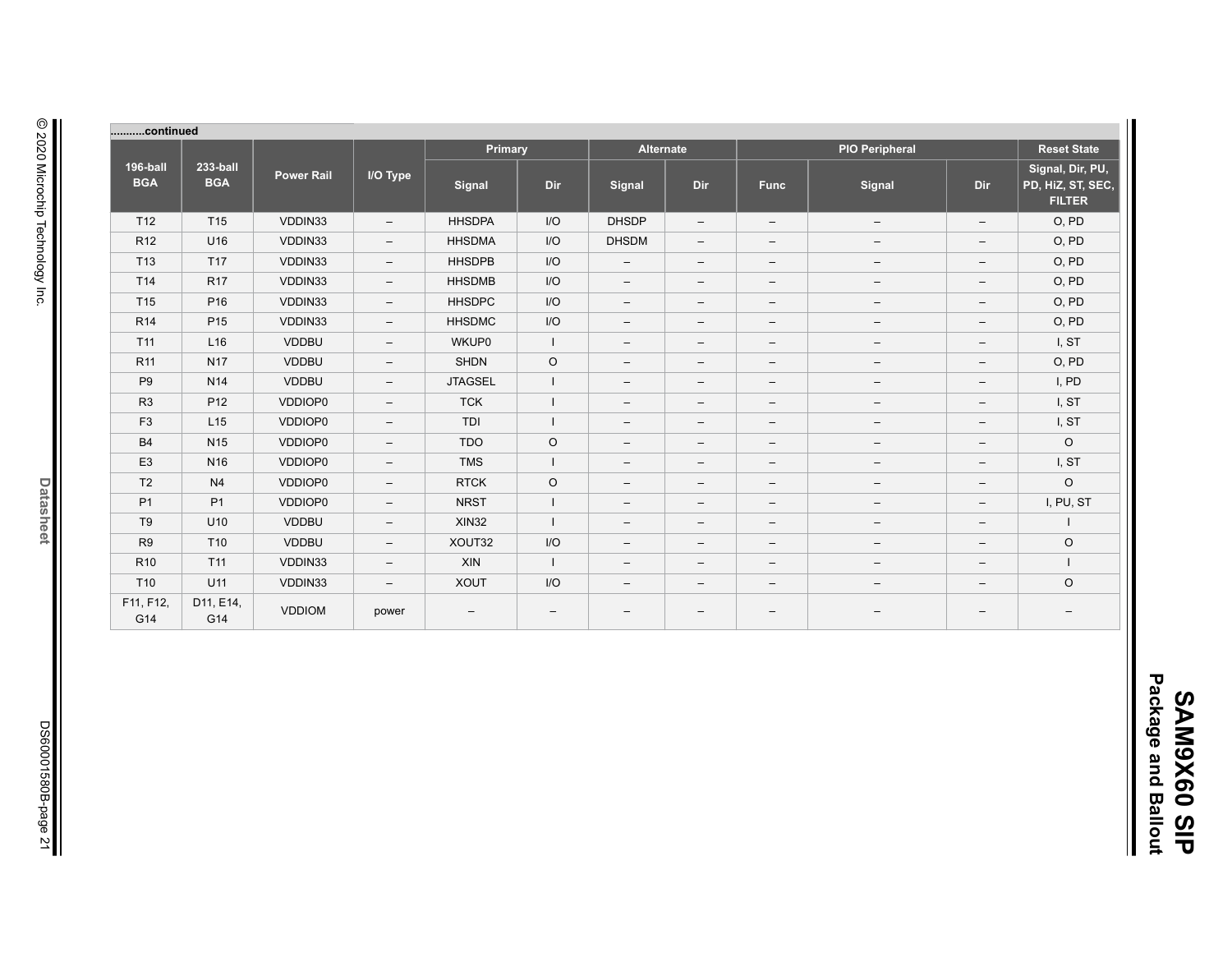..........continued

| 196-ball BGA | 233-ball BGA | Power Rail | I/O Type | Primary | | Alternate | | PIO Peripheral | | | Reset State |
|---|---|---|---|---|---|---|---|---|---|---|---|
| | | | | Signal | Dir | Signal | Dir | Func | Signal | Dir | Signal, Dir, PU, PD, HiZ, ST, SEC, FILTER |
| T12 | T15 | VDDIN33 | – | HHSDPA | I/O | DHSDP | – | – | – | – | O, PD |
| R12 | U16 | VDDIN33 | – | HHSDMA | I/O | DHSDM | – | – | – | – | O, PD |
| T13 | T17 | VDDIN33 | – | HHSDPB | I/O | – | – | – | – | – | O, PD |
| T14 | R17 | VDDIN33 | – | HHSDMB | I/O | – | – | – | – | – | O, PD |
| T15 | P16 | VDDIN33 | – | HHSDPC | I/O | – | – | – | – | – | O, PD |
| R14 | P15 | VDDIN33 | – | HHSDMC | I/O | – | – | – | – | – | O, PD |
| T11 | L16 | VDDBU | – | WKUP0 | I | – | – | – | – | – | I, ST |
| R11 | N17 | VDDBU | – | SHDN | O | – | – | – | – | – | O, PD |
| P9 | N14 | VDDBU | – | JTAGSEL | I | – | – | – | – | – | I, PD |
| R3 | P12 | VDDIOP0 | – | TCK | I | – | – | – | – | – | I, ST |
| F3 | L15 | VDDIOP0 | – | TDI | I | – | – | – | – | – | I, ST |
| B4 | N15 | VDDIOP0 | – | TDO | O | – | – | – | – | – | O |
| E3 | N16 | VDDIOP0 | – | TMS | I | – | – | – | – | – | I, ST |
| T2 | N4 | VDDIOP0 | – | RTCK | O | – | – | – | – | – | O |
| P1 | P1 | VDDIOP0 | – | NRST | I | – | – | – | – | – | I, PU, ST |
| T9 | U10 | VDDBU | – | XIN32 | I | – | – | – | – | – | I |
| R9 | T10 | VDDBU | – | XOUT32 | I/O | – | – | – | – | – | O |
| R10 | T11 | VDDIN33 | – | XIN | I | – | – | – | – | – | I |
| T10 | U11 | VDDIN33 | – | XOUT | I/O | – | – | – | – | – | O |
| F11, F12, G14 | D11, E14, G14 | VDDIOM | power | – | – | – | – | – | – | – | – |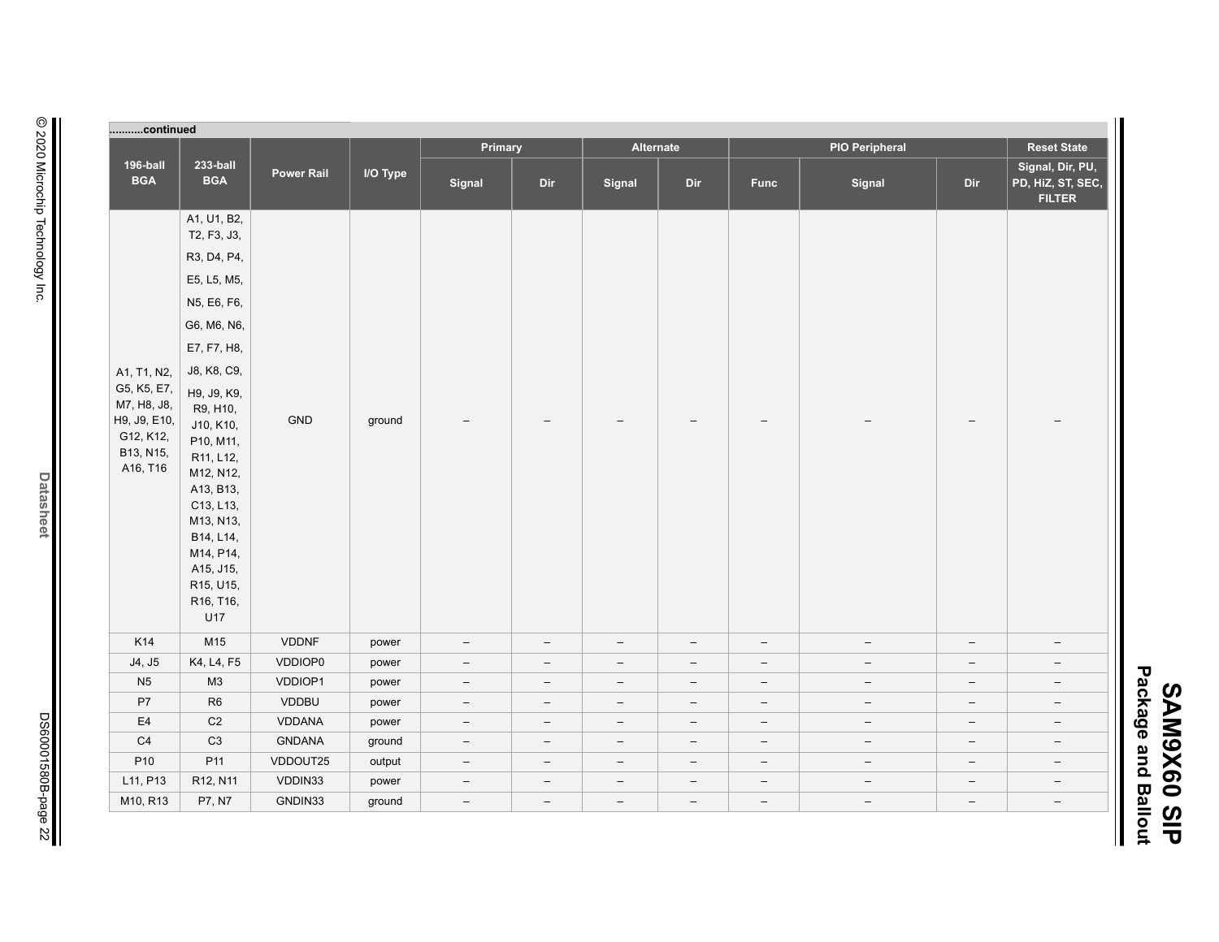..........continued

| 196-ball BGA | 233-ball BGA | Power Rail | I/O Type | Primary | | Alternate | | PIO Peripheral | | | Reset State |
|---|---|---|---|---|---|---|---|---|---|---|---|
| | | | | Signal | Dir | Signal | Dir | Func | Signal | Dir | Signal, Dir, PU, PD, HiZ, ST, SEC, FILTER |
| A1, T1, N2, G5, K5, E7, M7, H8, J8, H9, J9, E10, G12, K12, B13, N15, A16, T16 | A1, U1, B2, T2, F3, J3, R3, D4, P4, E5, L5, M5, N5, E6, F6, G6, M6, N6, E7, F7, H8, J8, K8, C9, H9, J9, K9, R9, H10, J10, K10, P10, M11, R11, L12, M12, N12, A13, B13, C13, L13, M13, N13, B14, L14, M14, P14, A15, J15, R15, U15, R16, T16, U17 | GND | ground | – | – | – | – | – | – | – | – |
| K14 | M15 | VDDNF | power | – | – | – | – | – | – | – | – |
| J4, J5 | K4, L4, F5 | VDDIOP0 | power | – | – | – | – | – | – | – | – |
| N5 | M3 | VDDIOP1 | power | – | – | – | – | – | – | – | – |
| P7 | R6 | VDDBU | power | – | – | – | – | – | – | – | – |
| E4 | C2 | VDDANA | power | – | – | – | – | – | – | – | – |
| C4 | C3 | GNDANA | ground | – | – | – | – | – | – | – | – |
| P10 | P11 | VDDOUT25 | output | – | – | – | – | – | – | – | – |
| L11, P13 | R12, N11 | VDDIN33 | power | – | – | – | – | – | – | – | – |
| M10, R13 | P7, N7 | GNDIN33 | ground | – | – | – | – | – | – | – | – |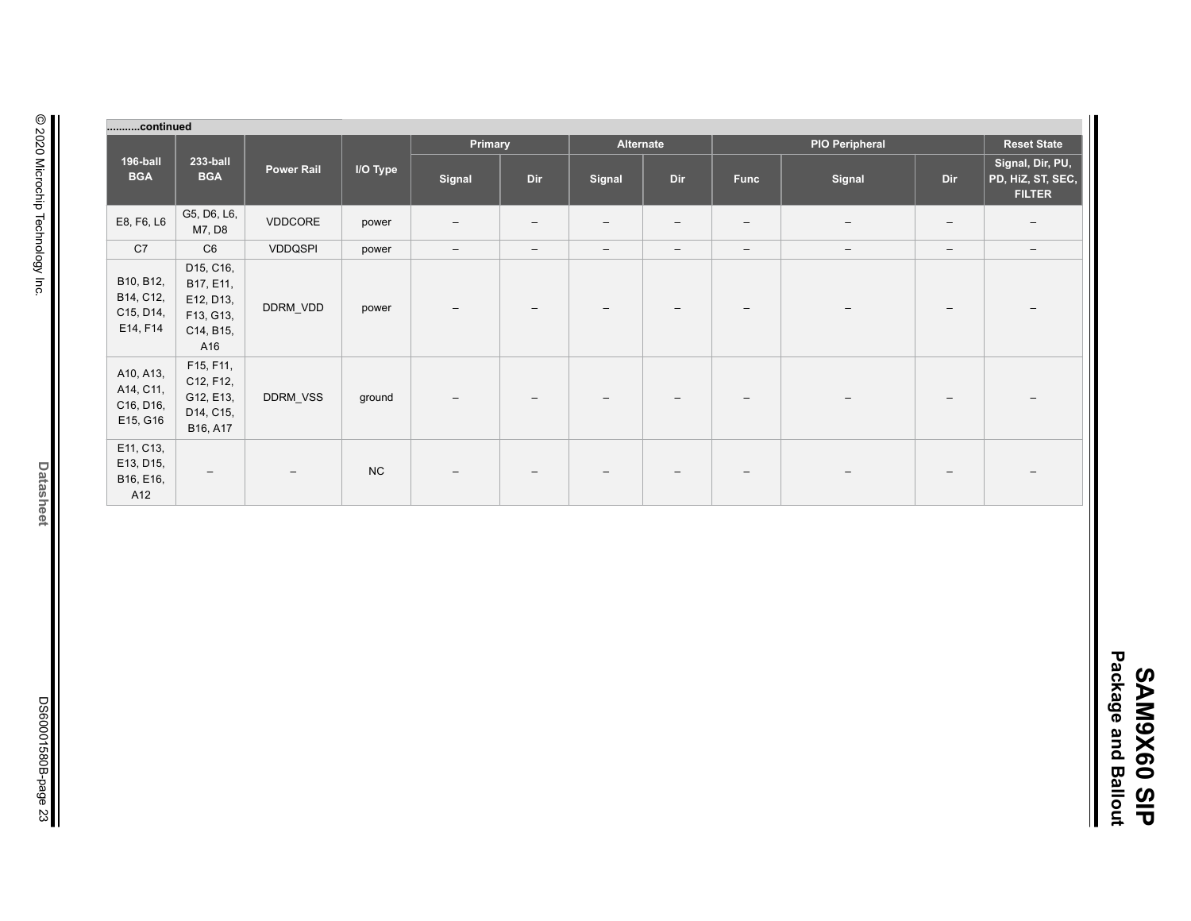..........continued

| 196-ball BGA | 233-ball BGA | Power Rail | I/O Type | Primary | | Alternate | | PIO Peripheral | | | Reset State |
|---|---|---|---|---|---|---|---|---|---|---|---|
| | | | | Signal | Dir | Signal | Dir | Func | Signal | Dir | Signal, Dir, PU, PD, HiZ, ST, SEC, FILTER |
| E8, F6, L6 | G5, D6, L6, M7, D8 | VDDCORE | power | – | – | – | – | – | – | – | – |
| C7 | C6 | VDDQSPI | power | – | – | – | – | – | – | – | – |
| B10, B12, B14, C12, C15, D14, E14, F14 | D15, C16, B17, E11, E12, D13, F13, G13, C14, B15, A16 | DDRM_VDD | power | – | – | – | – | – | – | – | – |
| A10, A13, A14, C11, C16, D16, E15, G16 | F15, F11, C12, F12, G12, E13, D14, C15, B16, A17 | DDRM_VSS | ground | – | – | – | – | – | – | – | – |
| E11, C13, E13, D15, B16, E16, A12 | – | – | NC | – | – | – | – | – | – | – | – |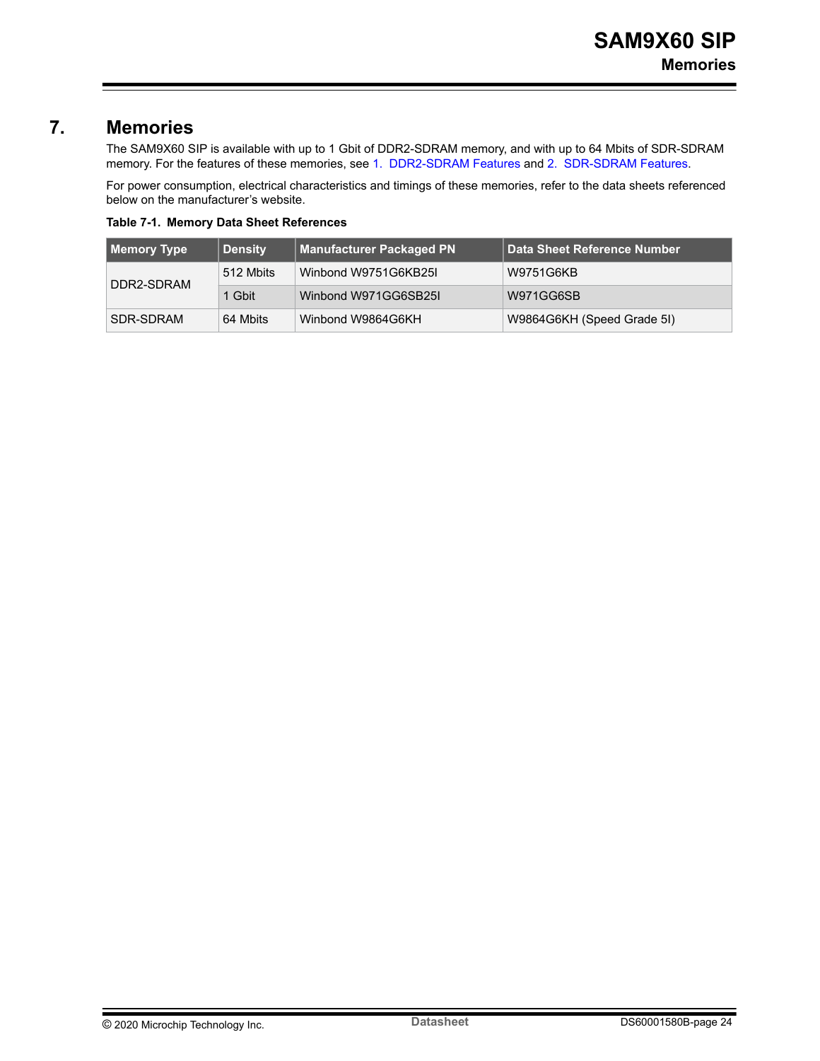# 7. Memories

The SAM9X60 SIP is available with up to 1 Gbit of DDR2-SDRAM memory, and with up to 64 Mbits of SDR-SDRAM memory. For the features of these memories, see 1. DDR2-SDRAM Features and 2. SDR-SDRAM Features.

For power consumption, electrical characteristics and timings of these memories, refer to the data sheets referenced below on the manufacturer's website.

**Table 7-1. Memory Data Sheet References**

| Memory Type | Density | Manufacturer Packaged PN | Data Sheet Reference Number |
|---|---|---|---|
| DDR2-SDRAM | 512 Mbits | Winbond W9751G6KB25I | W9751G6KB |
| | 1 Gbit | Winbond W971GG6SB25I | W971GG6SB |
| SDR-SDRAM | 64 Mbits | Winbond W9864G6KH | W9864G6KH (Speed Grade 5I) |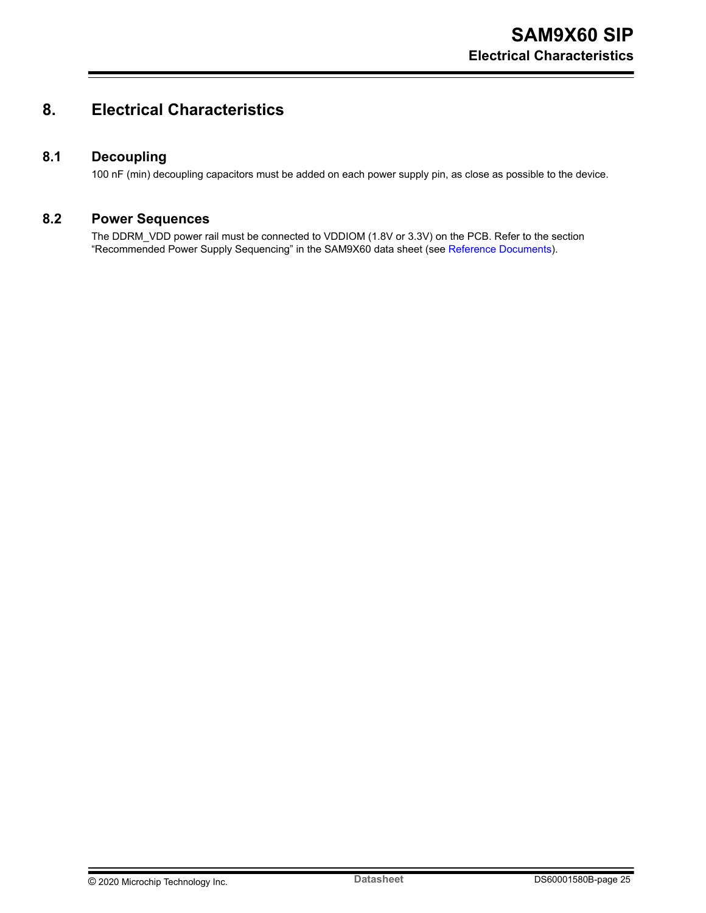# 8. Electrical Characteristics

## 8.1 Decoupling

100 nF (min) decoupling capacitors must be added on each power supply pin, as close as possible to the device.

## 8.2 Power Sequences

The DDRM_VDD power rail must be connected to VDDIOM (1.8V or 3.3V) on the PCB. Refer to the section "Recommended Power Supply Sequencing" in the SAM9X60 data sheet (see Reference Documents).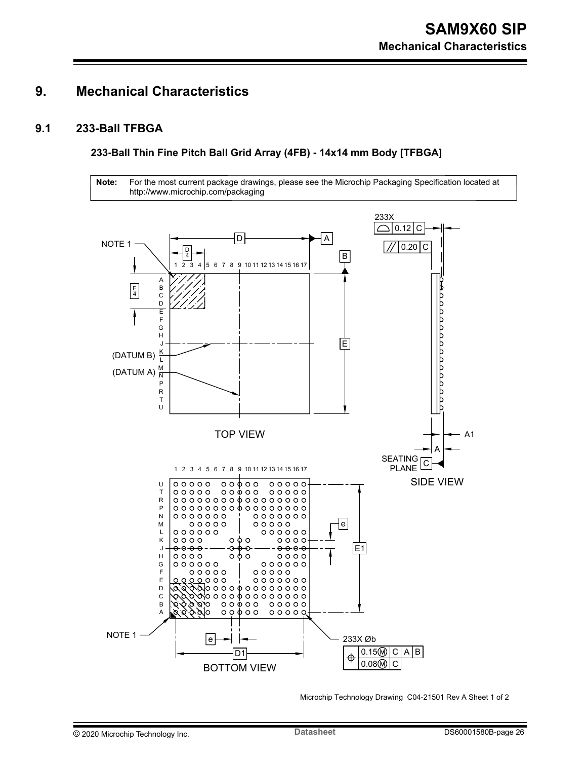# 9. Mechanical Characteristics

## 9.1 233-Ball TFBGA

### 233-Ball Thin Fine Pitch Ball Grid Array (4FB) - 14x14 mm Body [TFBGA]

**Note:** For the most current package drawings, please see the Microchip Packaging Specification located at http://www.microchip.com/packaging

Microchip Technology Drawing C04-21501 Rev A Sheet 1 of 2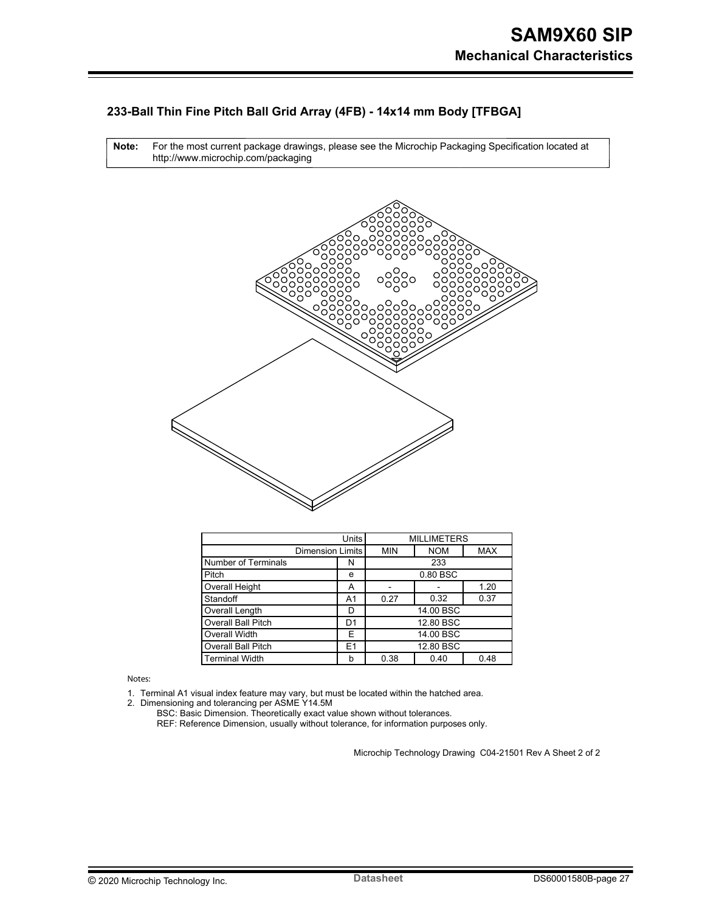### 233-Ball Thin Fine Pitch Ball Grid Array (4FB) - 14x14 mm Body [TFBGA]

**Note:** For the most current package drawings, please see the Microchip Packaging Specification located at http://www.microchip.com/packaging

| Units | | MILLIMETERS | | |
|---|---|---|---|---|
| Dimension Limits | | MIN | NOM | MAX |
| Number of Terminals | N | | 233 | |
| Pitch | e | | 0.80 BSC | |
| Overall Height | A | - | - | 1.20 |
| Standoff | A1 | 0.27 | 0.32 | 0.37 |
| Overall Length | D | | 14.00 BSC | |
| Overall Ball Pitch | D1 | | 12.80 BSC | |
| Overall Width | E | | 14.00 BSC | |
| Overall Ball Pitch | E1 | | 12.80 BSC | |
| Terminal Width | b | 0.38 | 0.40 | 0.48 |

Notes:

1. Terminal A1 visual index feature may vary, but must be located within the hatched area.
2. Dimensioning and tolerancing per ASME Y14.5M

   BSC: Basic Dimension. Theoretically exact value shown without tolerances.

   REF: Reference Dimension, usually without tolerance, for information purposes only.

Microchip Technology Drawing C04-21501 Rev A Sheet 2 of 2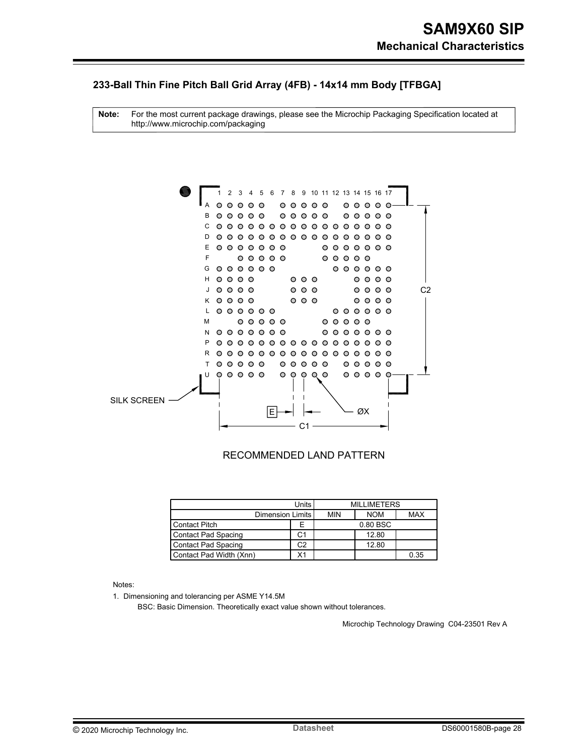## 233-Ball Thin Fine Pitch Ball Grid Array (4FB) - 14x14 mm Body [TFBGA]

**Note:** For the most current package drawings, please see the Microchip Packaging Specification located at http://www.microchip.com/packaging

RECOMMENDED LAND PATTERN

| Units | | MILLIMETERS | | |
|---|---|---|---|---|
| Dimension Limits | | MIN | NOM | MAX |
| Contact Pitch | E | | 0.80 BSC | |
| Contact Pad Spacing | C1 | | 12.80 | |
| Contact Pad Spacing | C2 | | 12.80 | |
| Contact Pad Width (Xnn) | X1 | | | 0.35 |

Notes:

1. Dimensioning and tolerancing per ASME Y14.5M

   BSC: Basic Dimension. Theoretically exact value shown without tolerances.

Microchip Technology Drawing C04-23501 Rev A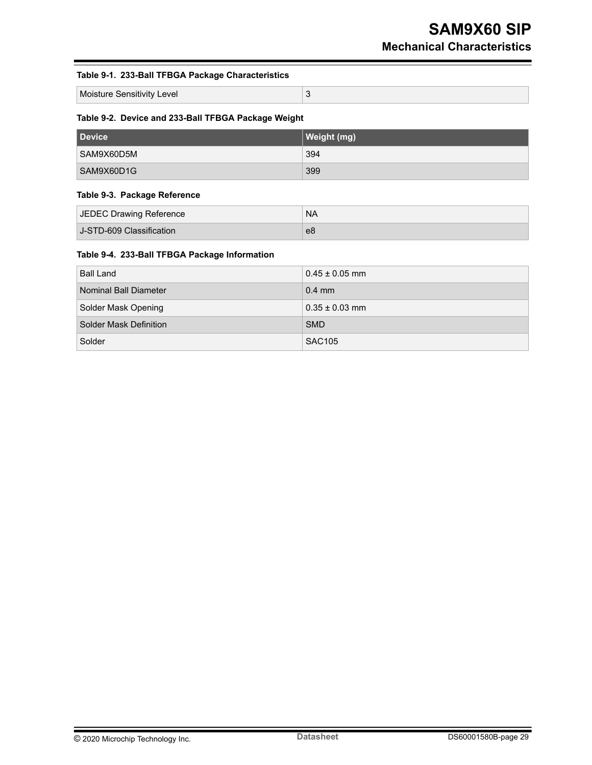**Table 9-1. 233-Ball TFBGA Package Characteristics**

| Moisture Sensitivity Level | 3 |
|---|---|

**Table 9-2. Device and 233-Ball TFBGA Package Weight**

| Device | Weight (mg) |
|---|---|
| SAM9X60D5M | 394 |
| SAM9X60D1G | 399 |

**Table 9-3. Package Reference**

| JEDEC Drawing Reference | NA |
|---|---|
| J-STD-609 Classification | e8 |

**Table 9-4. 233-Ball TFBGA Package Information**

| Ball Land | 0.45 ± 0.05 mm |
|---|---|
| Nominal Ball Diameter | 0.4 mm |
| Solder Mask Opening | 0.35 ± 0.03 mm |
| Solder Mask Definition | SMD |
| Solder | SAC105 |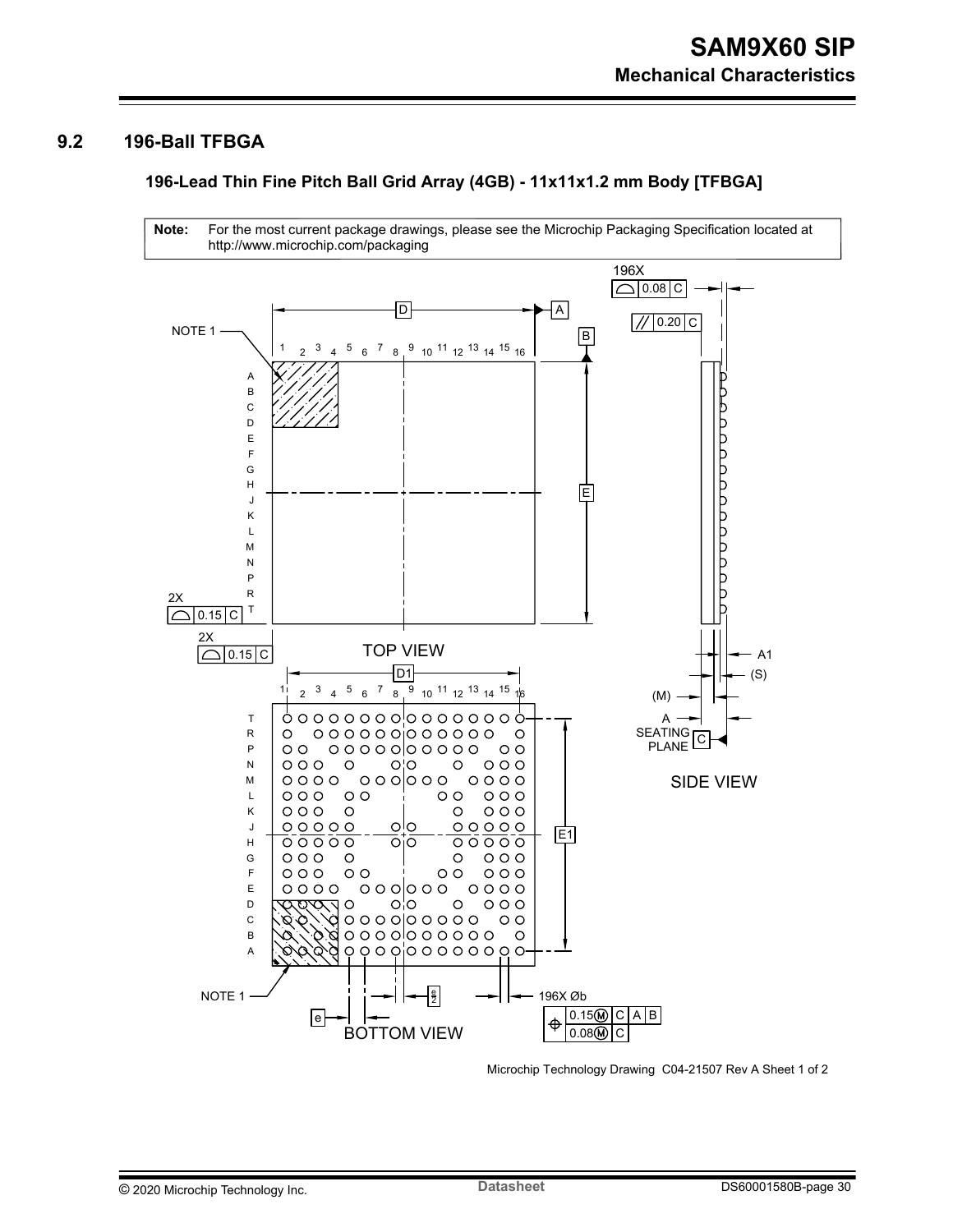## 9.2 196-Ball TFBGA

### 196-Lead Thin Fine Pitch Ball Grid Array (4GB) - 11x11x1.2 mm Body [TFBGA]

**Note:** For the most current package drawings, please see the Microchip Packaging Specification located at http://www.microchip.com/packaging

Microchip Technology Drawing C04-21507 Rev A Sheet 1 of 2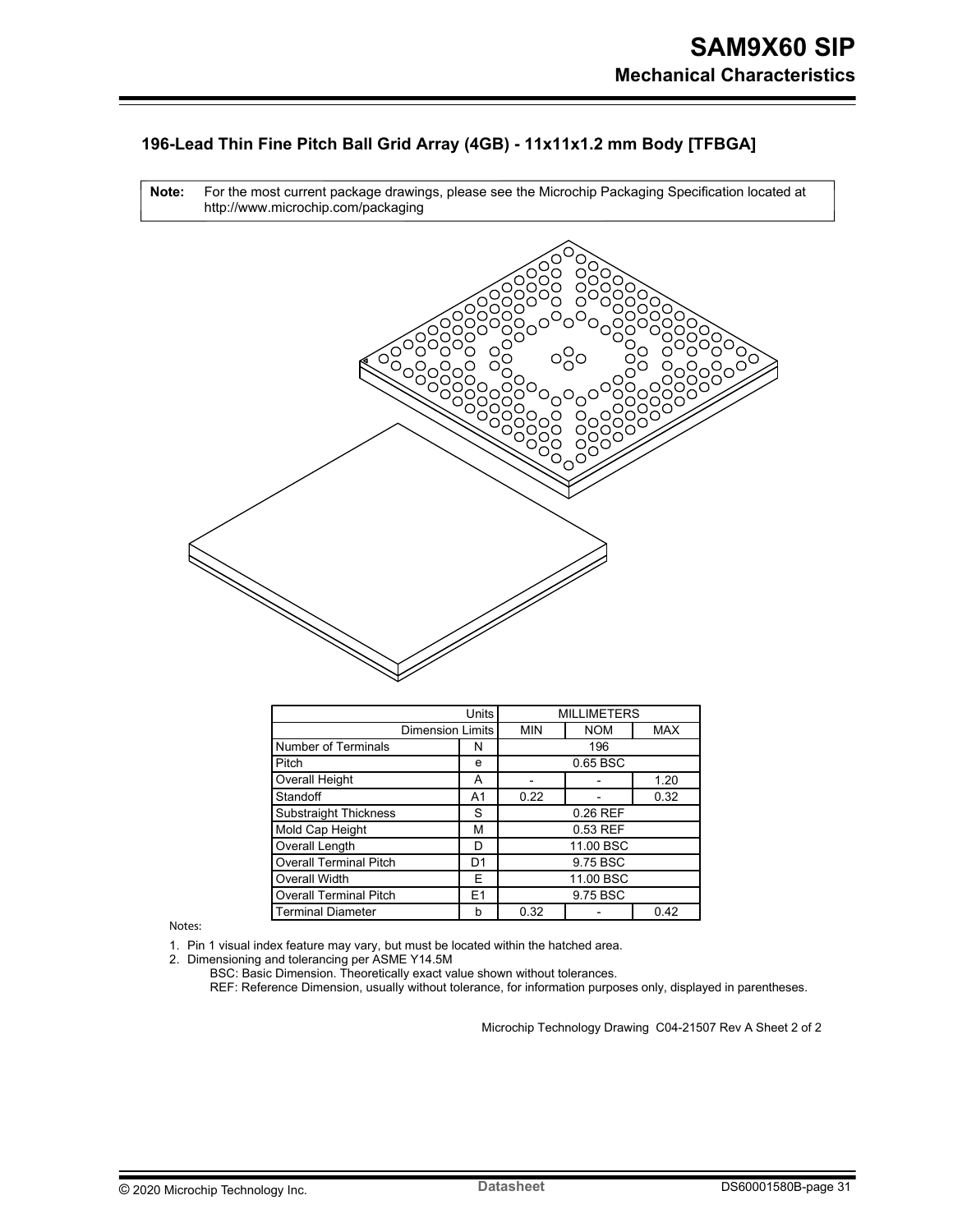## 196-Lead Thin Fine Pitch Ball Grid Array (4GB) - 11x11x1.2 mm Body [TFBGA]

**Note:** For the most current package drawings, please see the Microchip Packaging Specification located at http://www.microchip.com/packaging

| | Units | MILLIMETERS | | |
|---|---|---|---|---|
| | Dimension Limits | MIN | NOM | MAX |
| Number of Terminals | N | | 196 | |
| Pitch | e | | 0.65 BSC | |
| Overall Height | A | - | - | 1.20 |
| Standoff | A1 | 0.22 | - | 0.32 |
| Substraight Thickness | S | | 0.26 REF | |
| Mold Cap Height | M | | 0.53 REF | |
| Overall Length | D | | 11.00 BSC | |
| Overall Terminal Pitch | D1 | | 9.75 BSC | |
| Overall Width | E | | 11.00 BSC | |
| Overall Terminal Pitch | E1 | | 9.75 BSC | |
| Terminal Diameter | b | 0.32 | - | 0.42 |

Notes:

1. Pin 1 visual index feature may vary, but must be located within the hatched area.
2. Dimensioning and tolerancing per ASME Y14.5M
   BSC: Basic Dimension. Theoretically exact value shown without tolerances.
   REF: Reference Dimension, usually without tolerance, for information purposes only, displayed in parentheses.

Microchip Technology Drawing C04-21507 Rev A Sheet 2 of 2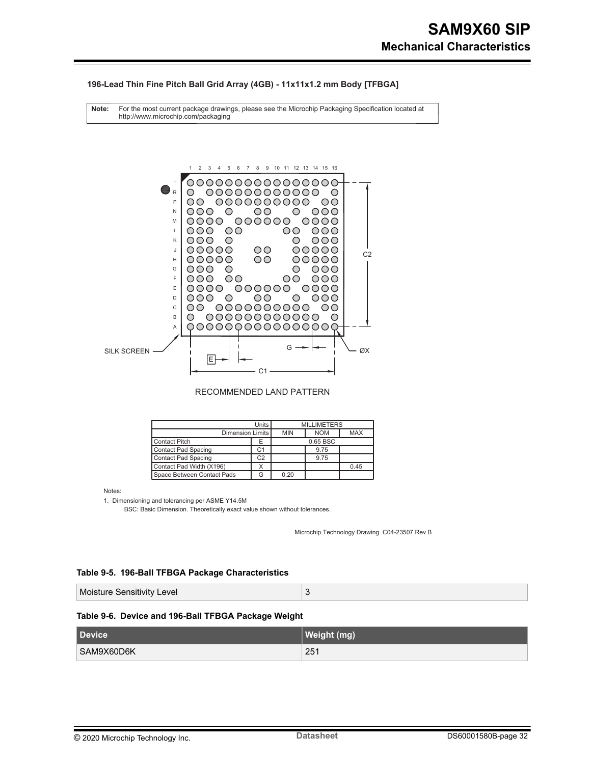### 196-Lead Thin Fine Pitch Ball Grid Array (4GB) - 11x11x1.2 mm Body [TFBGA]

**Note:** For the most current package drawings, please see the Microchip Packaging Specification located at http://www.microchip.com/packaging

RECOMMENDED LAND PATTERN

| Units | | MILLIMETERS | | |
|---|---|---|---|---|
| Dimension Limits | | MIN | NOM | MAX |
| Contact Pitch | E | | 0.65 BSC | |
| Contact Pad Spacing | C1 | | 9.75 | |
| Contact Pad Spacing | C2 | | 9.75 | |
| Contact Pad Width (X196) | X | | | 0.45 |
| Space Between Contact Pads | G | 0.20 | | |

Notes:

1. Dimensioning and tolerancing per ASME Y14.5M

   BSC: Basic Dimension. Theoretically exact value shown without tolerances.

Microchip Technology Drawing C04-23507 Rev B

**Table 9-5. 196-Ball TFBGA Package Characteristics**

| | |
|---|---|
| Moisture Sensitivity Level | 3 |

**Table 9-6. Device and 196-Ball TFBGA Package Weight**

| Device | Weight (mg) |
|---|---|
| SAM9X60D6K | 251 |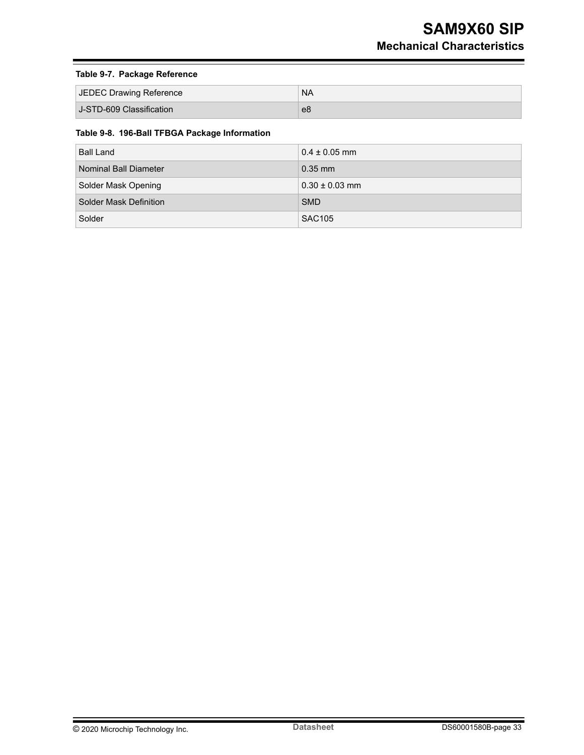**Table 9-7. Package Reference**

| | |
|---|---|
| JEDEC Drawing Reference | NA |
| J-STD-609 Classification | e8 |

**Table 9-8. 196-Ball TFBGA Package Information**

| | |
|---|---|
| Ball Land | 0.4 ± 0.05 mm |
| Nominal Ball Diameter | 0.35 mm |
| Solder Mask Opening | 0.30 ± 0.03 mm |
| Solder Mask Definition | SMD |
| Solder | SAC105 |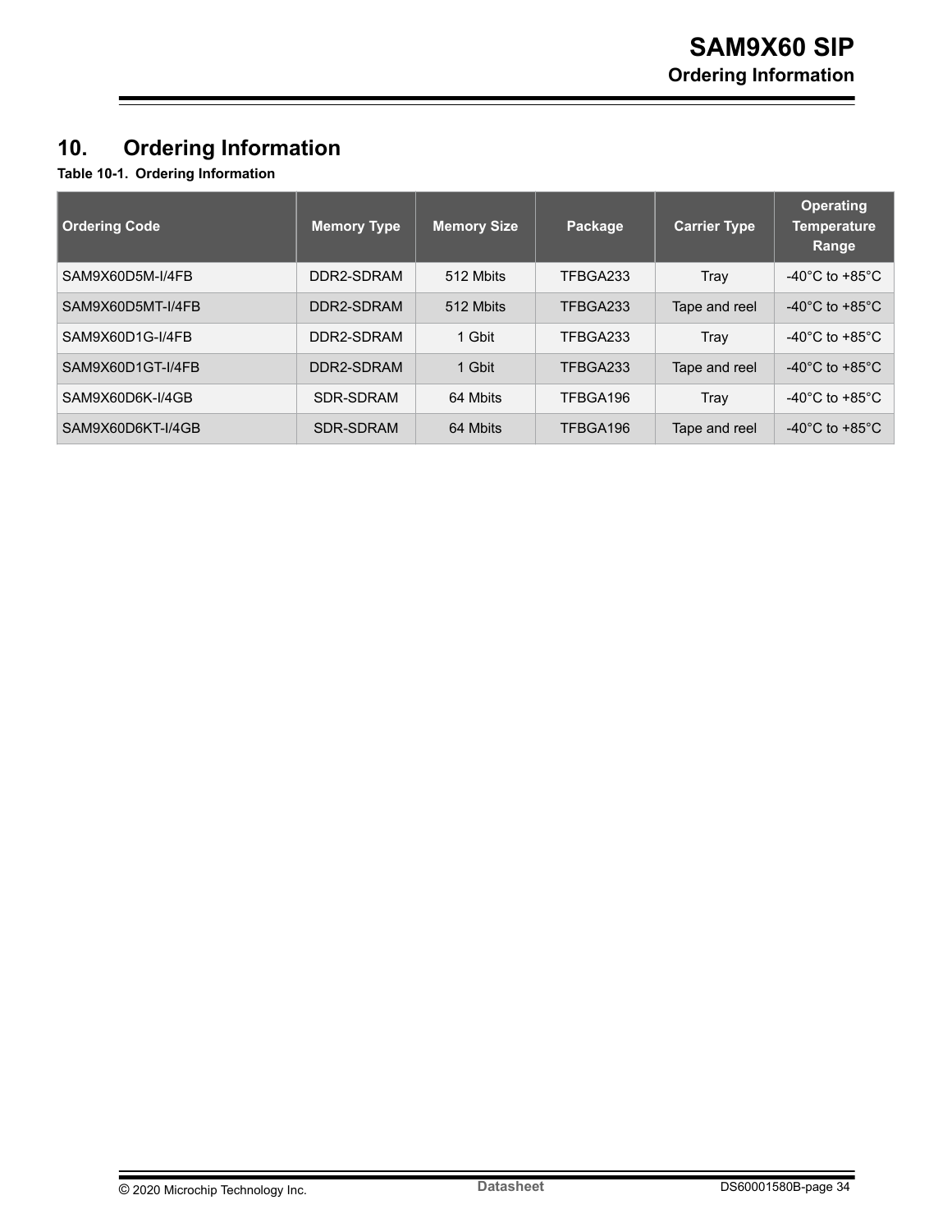# 10. Ordering Information

**Table 10-1. Ordering Information**

| Ordering Code | Memory Type | Memory Size | Package | Carrier Type | Operating Temperature Range |
|---|---|---|---|---|---|
| SAM9X60D5M-I/4FB | DDR2-SDRAM | 512 Mbits | TFBGA233 | Tray | -40°C to +85°C |
| SAM9X60D5MT-I/4FB | DDR2-SDRAM | 512 Mbits | TFBGA233 | Tape and reel | -40°C to +85°C |
| SAM9X60D1G-I/4FB | DDR2-SDRAM | 1 Gbit | TFBGA233 | Tray | -40°C to +85°C |
| SAM9X60D1GT-I/4FB | DDR2-SDRAM | 1 Gbit | TFBGA233 | Tape and reel | -40°C to +85°C |
| SAM9X60D6K-I/4GB | SDR-SDRAM | 64 Mbits | TFBGA196 | Tray | -40°C to +85°C |
| SAM9X60D6KT-I/4GB | SDR-SDRAM | 64 Mbits | TFBGA196 | Tape and reel | -40°C to +85°C |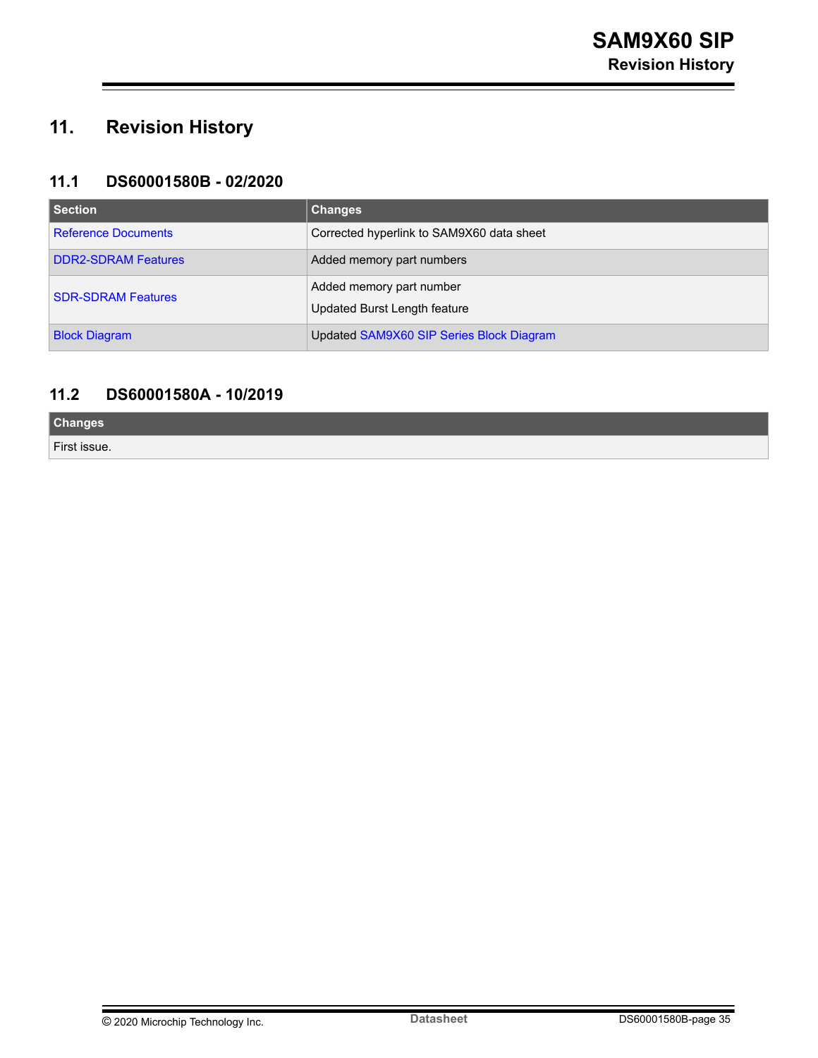# 11. Revision History

## 11.1 DS60001580B - 02/2020

| Section | Changes |
|---|---|
| Reference Documents | Corrected hyperlink to SAM9X60 data sheet |
| DDR2-SDRAM Features | Added memory part numbers |
| SDR-SDRAM Features | Added memory part number<br>Updated Burst Length feature |
| Block Diagram | Updated SAM9X60 SIP Series Block Diagram |

## 11.2 DS60001580A - 10/2019

| Changes |
|---|
| First issue. |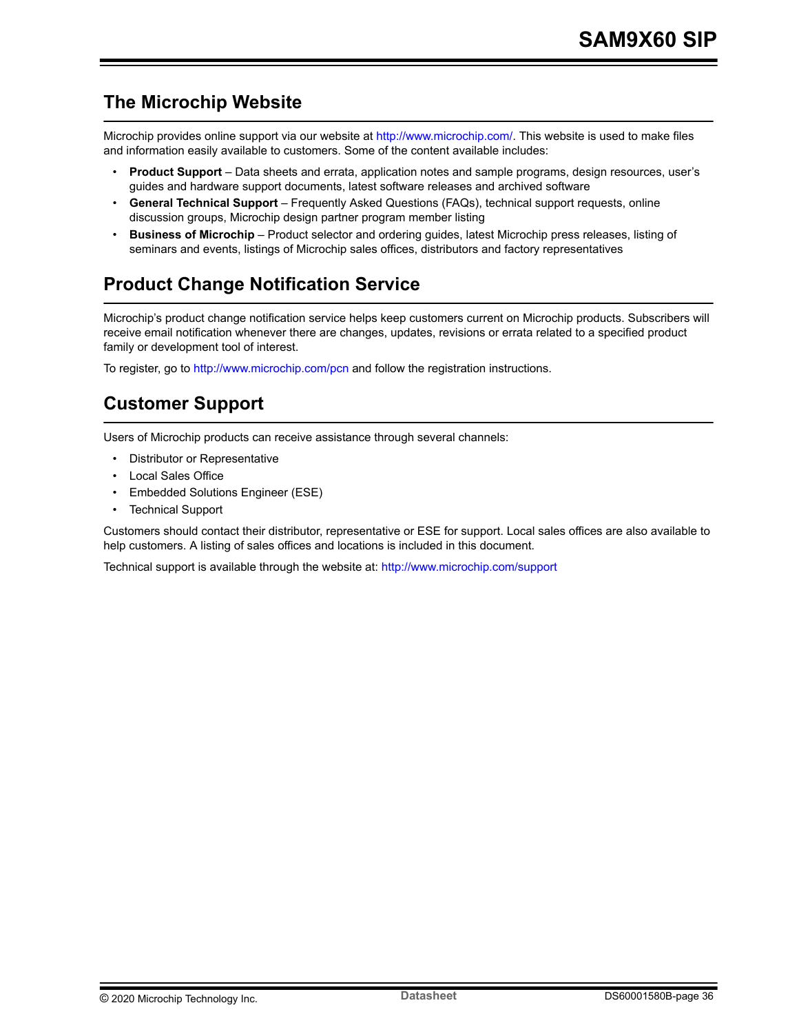## The Microchip Website

Microchip provides online support via our website at http://www.microchip.com/. This website is used to make files and information easily available to customers. Some of the content available includes:

- **Product Support** – Data sheets and errata, application notes and sample programs, design resources, user's guides and hardware support documents, latest software releases and archived software
- **General Technical Support** – Frequently Asked Questions (FAQs), technical support requests, online discussion groups, Microchip design partner program member listing
- **Business of Microchip** – Product selector and ordering guides, latest Microchip press releases, listing of seminars and events, listings of Microchip sales offices, distributors and factory representatives

## Product Change Notification Service

Microchip's product change notification service helps keep customers current on Microchip products. Subscribers will receive email notification whenever there are changes, updates, revisions or errata related to a specified product family or development tool of interest.

To register, go to http://www.microchip.com/pcn and follow the registration instructions.

## Customer Support

Users of Microchip products can receive assistance through several channels:

- Distributor or Representative
- Local Sales Office
- Embedded Solutions Engineer (ESE)
- Technical Support

Customers should contact their distributor, representative or ESE for support. Local sales offices are also available to help customers. A listing of sales offices and locations is included in this document.

Technical support is available through the website at: http://www.microchip.com/support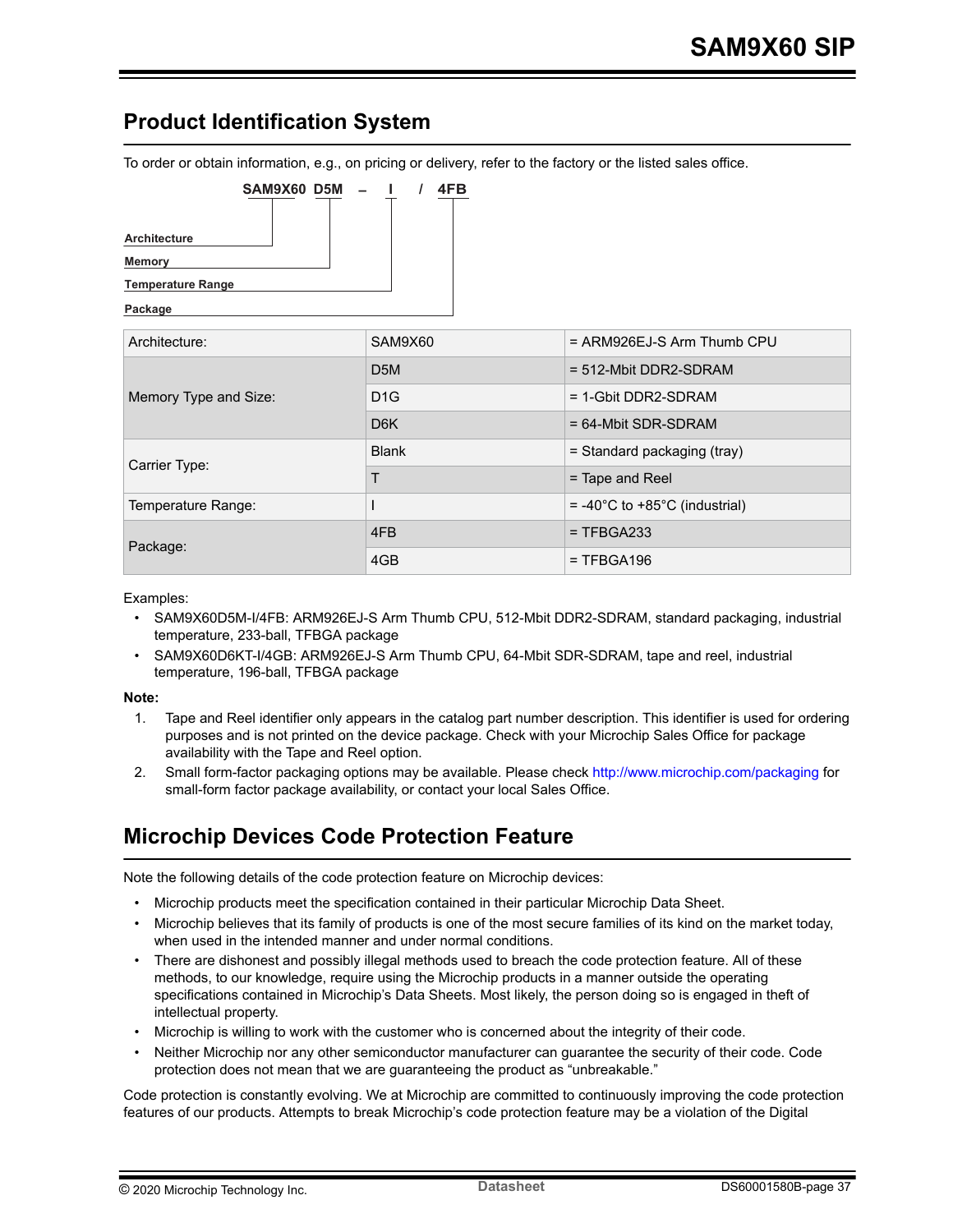## Product Identification System

To order or obtain information, e.g., on pricing or delivery, refer to the factory or the listed sales office.

```
        SAM9X60  D5M  –  I  /  4FB
           |      |      |      |
Architecture      |      |      |
Memory ------------      |      |
Temperature Range --------      |
Package -------------------------
```

| Architecture: | SAM9X60 | = ARM926EJ-S Arm Thumb CPU |
|---|---|---|
| Memory Type and Size: | D5M | = 512-Mbit DDR2-SDRAM |
| | D1G | = 1-Gbit DDR2-SDRAM |
| | D6K | = 64-Mbit SDR-SDRAM |
| Carrier Type: | Blank | = Standard packaging (tray) |
| | T | = Tape and Reel |
| Temperature Range: | I | = -40°C to +85°C (industrial) |
| Package: | 4FB | = TFBGA233 |
| | 4GB | = TFBGA196 |

Examples:

- SAM9X60D5M-I/4FB: ARM926EJ-S Arm Thumb CPU, 512-Mbit DDR2-SDRAM, standard packaging, industrial temperature, 233-ball, TFBGA package
- SAM9X60D6KT-I/4GB: ARM926EJ-S Arm Thumb CPU, 64-Mbit SDR-SDRAM, tape and reel, industrial temperature, 196-ball, TFBGA package

**Note:**

1. Tape and Reel identifier only appears in the catalog part number description. This identifier is used for ordering purposes and is not printed on the device package. Check with your Microchip Sales Office for package availability with the Tape and Reel option.
2. Small form-factor packaging options may be available. Please check http://www.microchip.com/packaging for small-form factor package availability, or contact your local Sales Office.

## Microchip Devices Code Protection Feature

Note the following details of the code protection feature on Microchip devices:

- Microchip products meet the specification contained in their particular Microchip Data Sheet.
- Microchip believes that its family of products is one of the most secure families of its kind on the market today, when used in the intended manner and under normal conditions.
- There are dishonest and possibly illegal methods used to breach the code protection feature. All of these methods, to our knowledge, require using the Microchip products in a manner outside the operating specifications contained in Microchip's Data Sheets. Most likely, the person doing so is engaged in theft of intellectual property.
- Microchip is willing to work with the customer who is concerned about the integrity of their code.
- Neither Microchip nor any other semiconductor manufacturer can guarantee the security of their code. Code protection does not mean that we are guaranteeing the product as "unbreakable."

Code protection is constantly evolving. We at Microchip are committed to continuously improving the code protection features of our products. Attempts to break Microchip's code protection feature may be a violation of the Digital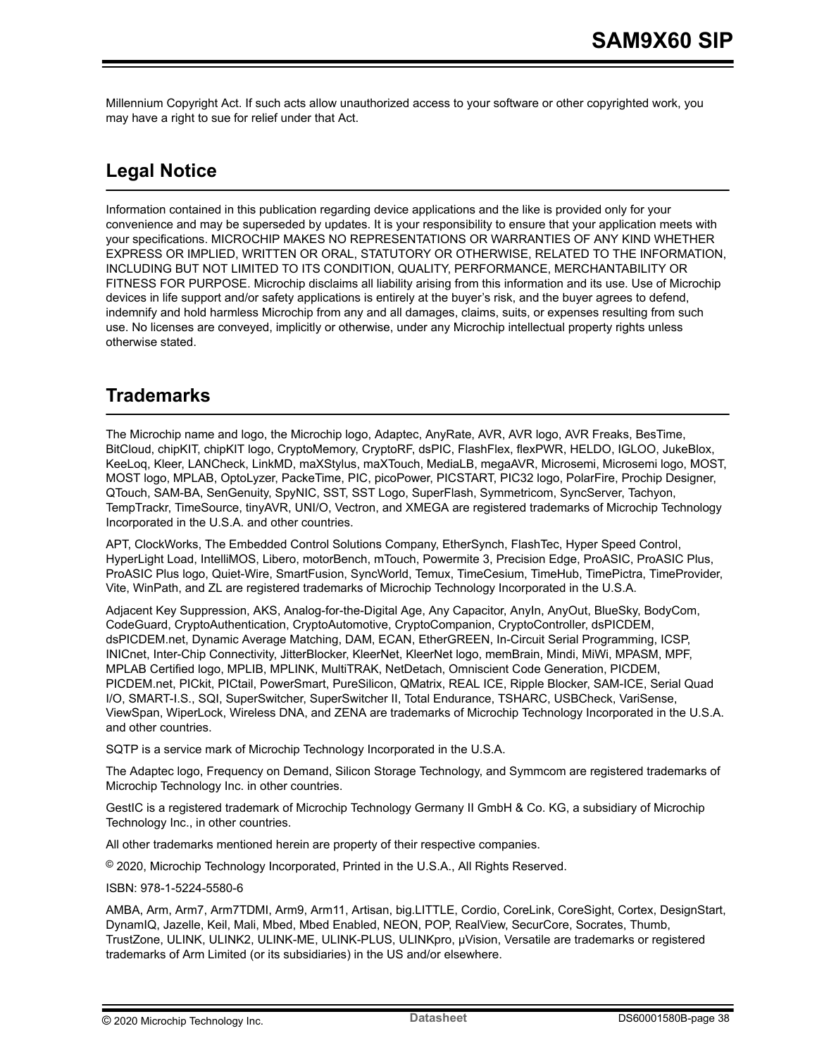Millennium Copyright Act. If such acts allow unauthorized access to your software or other copyrighted work, you may have a right to sue for relief under that Act.

## Legal Notice

Information contained in this publication regarding device applications and the like is provided only for your convenience and may be superseded by updates. It is your responsibility to ensure that your application meets with your specifications. MICROCHIP MAKES NO REPRESENTATIONS OR WARRANTIES OF ANY KIND WHETHER EXPRESS OR IMPLIED, WRITTEN OR ORAL, STATUTORY OR OTHERWISE, RELATED TO THE INFORMATION, INCLUDING BUT NOT LIMITED TO ITS CONDITION, QUALITY, PERFORMANCE, MERCHANTABILITY OR FITNESS FOR PURPOSE. Microchip disclaims all liability arising from this information and its use. Use of Microchip devices in life support and/or safety applications is entirely at the buyer's risk, and the buyer agrees to defend, indemnify and hold harmless Microchip from any and all damages, claims, suits, or expenses resulting from such use. No licenses are conveyed, implicitly or otherwise, under any Microchip intellectual property rights unless otherwise stated.

## Trademarks

The Microchip name and logo, the Microchip logo, Adaptec, AnyRate, AVR, AVR logo, AVR Freaks, BesTime, BitCloud, chipKIT, chipKIT logo, CryptoMemory, CryptoRF, dsPIC, FlashFlex, flexPWR, HELDO, IGLOO, JukeBlox, KeeLoq, Kleer, LANCheck, LinkMD, maXStylus, maXTouch, MediaLB, megaAVR, Microsemi, Microsemi logo, MOST, MOST logo, MPLAB, OptoLyzer, PackeTime, PIC, picoPower, PICSTART, PIC32 logo, PolarFire, Prochip Designer, QTouch, SAM-BA, SenGenuity, SpyNIC, SST, SST Logo, SuperFlash, Symmetricom, SyncServer, Tachyon, TempTrackr, TimeSource, tinyAVR, UNI/O, Vectron, and XMEGA are registered trademarks of Microchip Technology Incorporated in the U.S.A. and other countries.

APT, ClockWorks, The Embedded Control Solutions Company, EtherSynch, FlashTec, Hyper Speed Control, HyperLight Load, IntelliMOS, Libero, motorBench, mTouch, Powermite 3, Precision Edge, ProASIC, ProASIC Plus, ProASIC Plus logo, Quiet-Wire, SmartFusion, SyncWorld, Temux, TimeCesium, TimeHub, TimePictra, TimeProvider, Vite, WinPath, and ZL are registered trademarks of Microchip Technology Incorporated in the U.S.A.

Adjacent Key Suppression, AKS, Analog-for-the-Digital Age, Any Capacitor, AnyIn, AnyOut, BlueSky, BodyCom, CodeGuard, CryptoAuthentication, CryptoAutomotive, CryptoCompanion, CryptoController, dsPICDEM, dsPICDEM.net, Dynamic Average Matching, DAM, ECAN, EtherGREEN, In-Circuit Serial Programming, ICSP, INICnet, Inter-Chip Connectivity, JitterBlocker, KleerNet, KleerNet logo, memBrain, Mindi, MiWi, MPASM, MPF, MPLAB Certified logo, MPLIB, MPLINK, MultiTRAK, NetDetach, Omniscient Code Generation, PICDEM, PICDEM.net, PICkit, PICtail, PowerSmart, PureSilicon, QMatrix, REAL ICE, Ripple Blocker, SAM-ICE, Serial Quad I/O, SMART-I.S., SQI, SuperSwitcher, SuperSwitcher II, Total Endurance, TSHARC, USBCheck, VariSense, ViewSpan, WiperLock, Wireless DNA, and ZENA are trademarks of Microchip Technology Incorporated in the U.S.A. and other countries.

SQTP is a service mark of Microchip Technology Incorporated in the U.S.A.

The Adaptec logo, Frequency on Demand, Silicon Storage Technology, and Symmcom are registered trademarks of Microchip Technology Inc. in other countries.

GestIC is a registered trademark of Microchip Technology Germany II GmbH & Co. KG, a subsidiary of Microchip Technology Inc., in other countries.

All other trademarks mentioned herein are property of their respective companies.

© 2020, Microchip Technology Incorporated, Printed in the U.S.A., All Rights Reserved.

ISBN: 978-1-5224-5580-6

AMBA, Arm, Arm7, Arm7TDMI, Arm9, Arm11, Artisan, big.LITTLE, Cordio, CoreLink, CoreSight, Cortex, DesignStart, DynamIQ, Jazelle, Keil, Mali, Mbed, Mbed Enabled, NEON, POP, RealView, SecurCore, Socrates, Thumb, TrustZone, ULINK, ULINK2, ULINK-ME, ULINK-PLUS, ULINKpro, µVision, Versatile are trademarks or registered trademarks of Arm Limited (or its subsidiaries) in the US and/or elsewhere.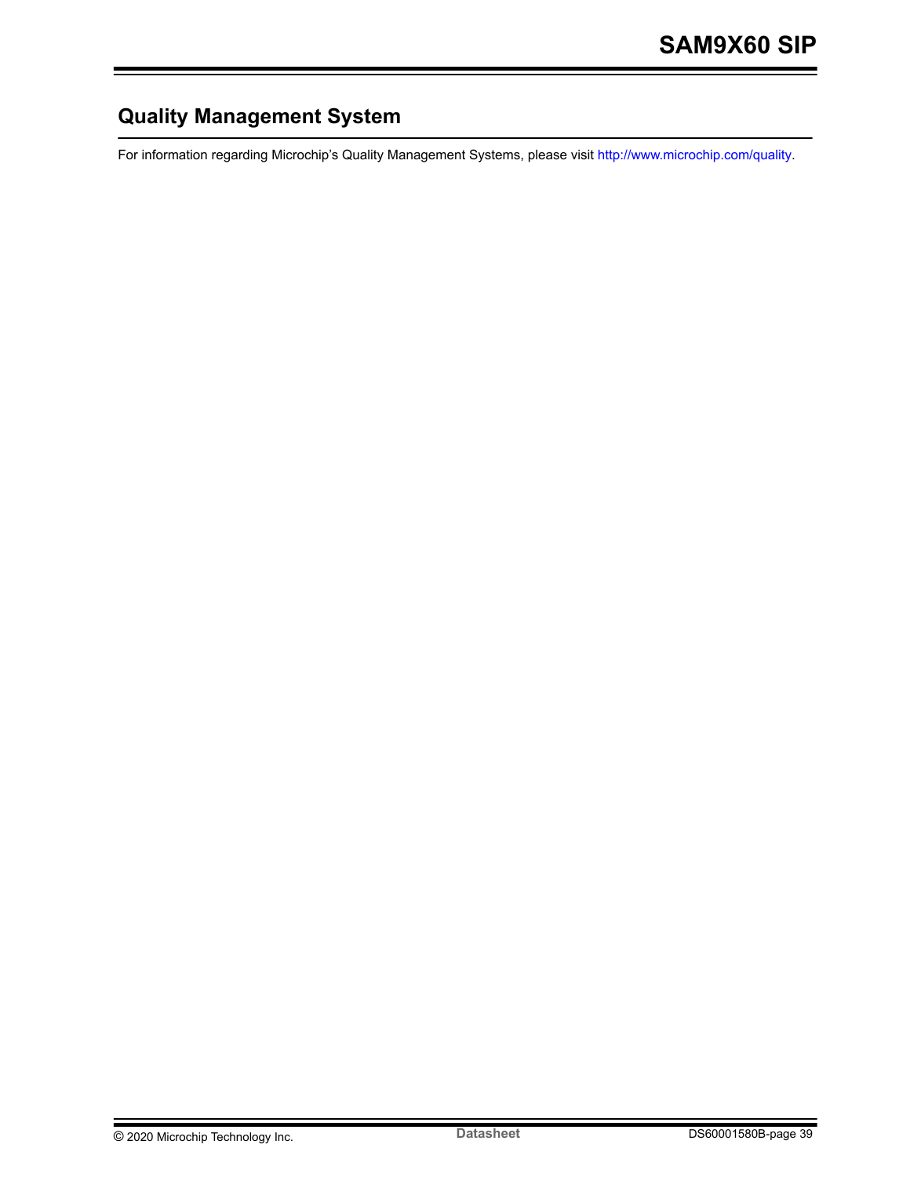## Quality Management System

For information regarding Microchip's Quality Management Systems, please visit http://www.microchip.com/quality.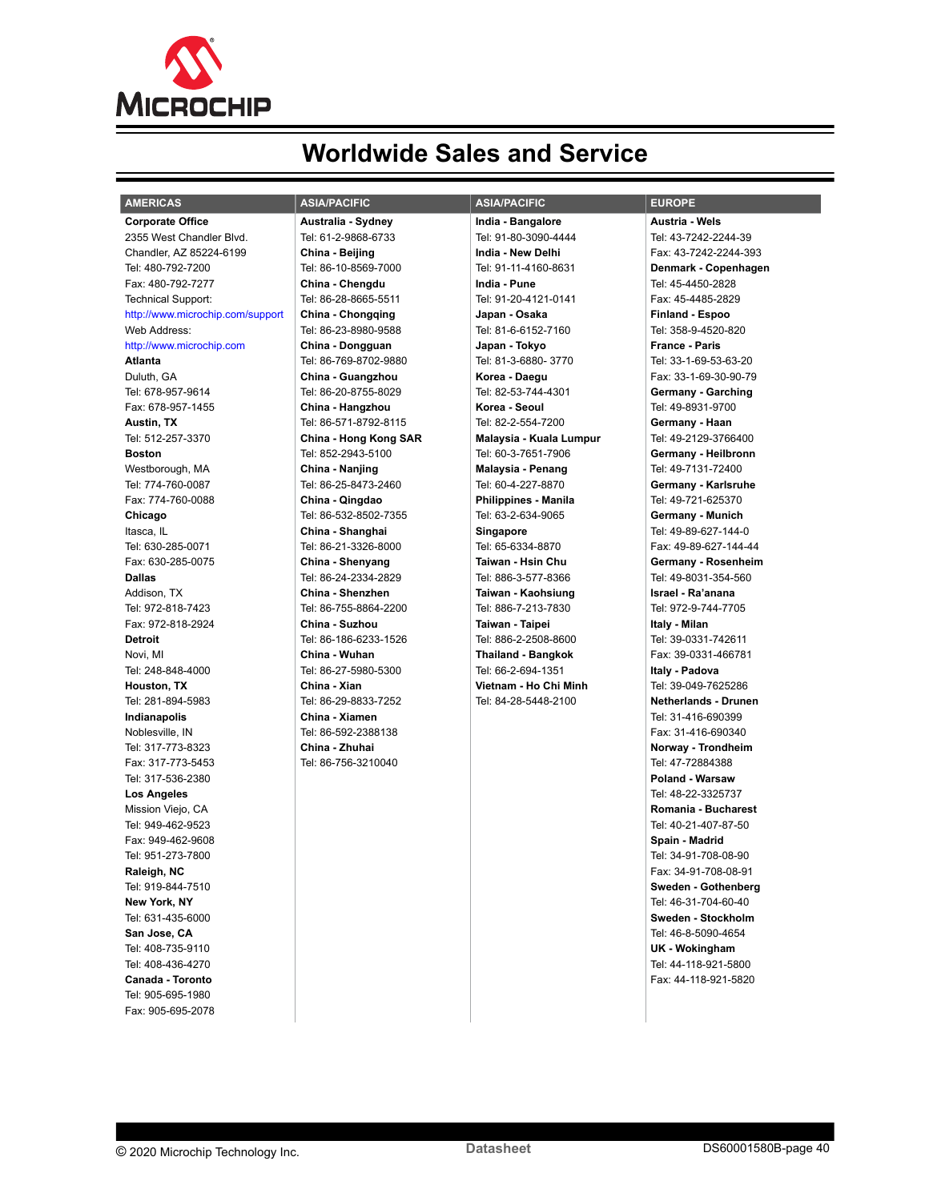# Worldwide Sales and Service

## AMERICAS

**Corporate Office**
2355 West Chandler Blvd.
Chandler, AZ 85224-6199
Tel: 480-792-7200
Fax: 480-792-7277
Technical Support:
http://www.microchip.com/support
Web Address:
http://www.microchip.com

**Atlanta**
Duluth, GA
Tel: 678-957-9614
Fax: 678-957-1455

**Austin, TX**
Tel: 512-257-3370

**Boston**
Westborough, MA
Tel: 774-760-0087
Fax: 774-760-0088

**Chicago**
Itasca, IL
Tel: 630-285-0071
Fax: 630-285-0075

**Dallas**
Addison, TX
Tel: 972-818-7423
Fax: 972-818-2924

**Detroit**
Novi, MI
Tel: 248-848-4000

**Houston, TX**
Tel: 281-894-5983

**Indianapolis**
Noblesville, IN
Tel: 317-773-8323
Fax: 317-773-5453
Tel: 317-536-2380

**Los Angeles**
Mission Viejo, CA
Tel: 949-462-9523
Fax: 949-462-9608
Tel: 951-273-7800

**Raleigh, NC**
Tel: 919-844-7510

**New York, NY**
Tel: 631-435-6000

**San Jose, CA**
Tel: 408-735-9110
Tel: 408-436-4270

**Canada - Toronto**
Tel: 905-695-1980
Fax: 905-695-2078

## ASIA/PACIFIC

**Australia - Sydney**
Tel: 61-2-9868-6733

**China - Beijing**
Tel: 86-10-8569-7000

**China - Chengdu**
Tel: 86-28-8665-5511

**China - Chongqing**
Tel: 86-23-8980-9588

**China - Dongguan**
Tel: 86-769-8702-9880

**China - Guangzhou**
Tel: 86-20-8755-8029

**China - Hangzhou**
Tel: 86-571-8792-8115

**China - Hong Kong SAR**
Tel: 852-2943-5100

**China - Nanjing**
Tel: 86-25-8473-2460

**China - Qingdao**
Tel: 86-532-8502-7355

**China - Shanghai**
Tel: 86-21-3326-8000

**China - Shenyang**
Tel: 86-24-2334-2829

**China - Shenzhen**
Tel: 86-755-8864-2200

**China - Suzhou**
Tel: 86-186-6233-1526

**China - Wuhan**
Tel: 86-27-5980-5300

**China - Xian**
Tel: 86-29-8833-7252

**China - Xiamen**
Tel: 86-592-2388138

**China - Zhuhai**
Tel: 86-756-3210040

## ASIA/PACIFIC

**India - Bangalore**
Tel: 91-80-3090-4444

**India - New Delhi**
Tel: 91-11-4160-8631

**India - Pune**
Tel: 91-20-4121-0141

**Japan - Osaka**
Tel: 81-6-6152-7160

**Japan - Tokyo**
Tel: 81-3-6880- 3770

**Korea - Daegu**
Tel: 82-53-744-4301

**Korea - Seoul**
Tel: 82-2-554-7200

**Malaysia - Kuala Lumpur**
Tel: 60-3-7651-7906

**Malaysia - Penang**
Tel: 60-4-227-8870

**Philippines - Manila**
Tel: 63-2-634-9065

**Singapore**
Tel: 65-6334-8870

**Taiwan - Hsin Chu**
Tel: 886-3-577-8366

**Taiwan - Kaohsiung**
Tel: 886-7-213-7830

**Taiwan - Taipei**
Tel: 886-2-2508-8600

**Thailand - Bangkok**
Tel: 66-2-694-1351

**Vietnam - Ho Chi Minh**
Tel: 84-28-5448-2100

## EUROPE

**Austria - Wels**
Tel: 43-7242-2244-39
Fax: 43-7242-2244-393

**Denmark - Copenhagen**
Tel: 45-4450-2828
Fax: 45-4485-2829

**Finland - Espoo**
Tel: 358-9-4520-820

**France - Paris**
Tel: 33-1-69-53-63-20
Fax: 33-1-69-30-90-79

**Germany - Garching**
Tel: 49-8931-9700

**Germany - Haan**
Tel: 49-2129-3766400

**Germany - Heilbronn**
Tel: 49-7131-72400

**Germany - Karlsruhe**
Tel: 49-721-625370

**Germany - Munich**
Tel: 49-89-627-144-0
Fax: 49-89-627-144-44

**Germany - Rosenheim**
Tel: 49-8031-354-560

**Israel - Ra'anana**
Tel: 972-9-744-7705

**Italy - Milan**
Tel: 39-0331-742611
Fax: 39-0331-466781

**Italy - Padova**
Tel: 39-049-7625286

**Netherlands - Drunen**
Tel: 31-416-690399
Fax: 31-416-690340

**Norway - Trondheim**
Tel: 47-72884388

**Poland - Warsaw**
Tel: 48-22-3325737

**Romania - Bucharest**
Tel: 40-21-407-87-50

**Spain - Madrid**
Tel: 34-91-708-08-90
Fax: 34-91-708-08-91

**Sweden - Gothenberg**
Tel: 46-31-704-60-40

**Sweden - Stockholm**
Tel: 46-8-5090-4654

**UK - Wokingham**
Tel: 44-118-921-5800
Fax: 44-118-921-5820